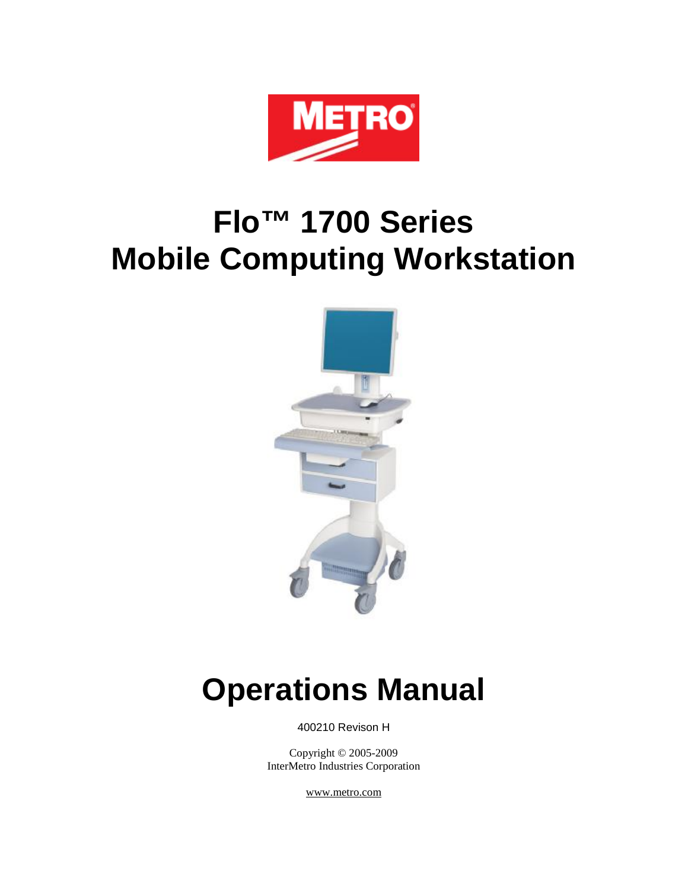METRO

# Flo™ 1700 Series
# Mobile Computing Workstation

# Operations Manual

400210 Revison H

Copyright © 2005-2009
InterMetro Industries Corporation

www.metro.com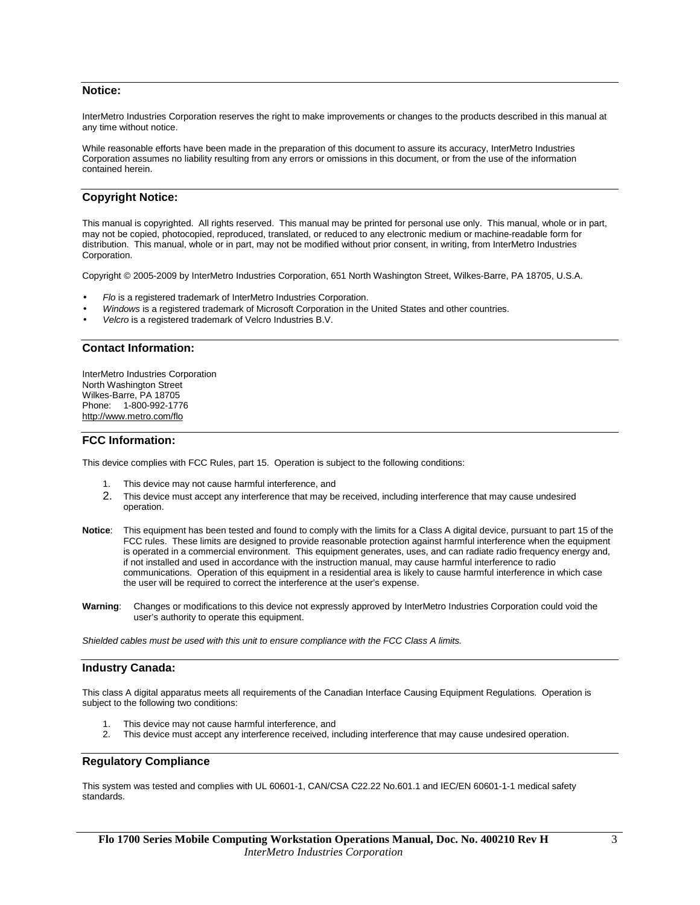## Notice:

InterMetro Industries Corporation reserves the right to make improvements or changes to the products described in this manual at any time without notice.

While reasonable efforts have been made in the preparation of this document to assure its accuracy, InterMetro Industries Corporation assumes no liability resulting from any errors or omissions in this document, or from the use of the information contained herein.

## Copyright Notice:

This manual is copyrighted. All rights reserved. This manual may be printed for personal use only. This manual, whole or in part, may not be copied, photocopied, reproduced, translated, or reduced to any electronic medium or machine-readable form for distribution. This manual, whole or in part, may not be modified without prior consent, in writing, from InterMetro Industries Corporation.

Copyright © 2005-2009 by InterMetro Industries Corporation, 651 North Washington Street, Wilkes-Barre, PA 18705, U.S.A.

- *Flo* is a registered trademark of InterMetro Industries Corporation.
- *Windows* is a registered trademark of Microsoft Corporation in the United States and other countries.
- *Velcro* is a registered trademark of Velcro Industries B.V.

## Contact Information:

InterMetro Industries Corporation
North Washington Street
Wilkes-Barre, PA 18705
Phone: 1-800-992-1776
http://www.metro.com/flo

## FCC Information:

This device complies with FCC Rules, part 15. Operation is subject to the following conditions:

1. This device may not cause harmful interference, and
2. This device must accept any interference that may be received, including interference that may cause undesired operation.

**Notice**: This equipment has been tested and found to comply with the limits for a Class A digital device, pursuant to part 15 of the FCC rules. These limits are designed to provide reasonable protection against harmful interference when the equipment is operated in a commercial environment. This equipment generates, uses, and can radiate radio frequency energy and, if not installed and used in accordance with the instruction manual, may cause harmful interference to radio communications. Operation of this equipment in a residential area is likely to cause harmful interference in which case the user will be required to correct the interference at the user's expense.

**Warning**: Changes or modifications to this device not expressly approved by InterMetro Industries Corporation could void the user's authority to operate this equipment.

*Shielded cables must be used with this unit to ensure compliance with the FCC Class A limits.*

## Industry Canada:

This class A digital apparatus meets all requirements of the Canadian Interface Causing Equipment Regulations. Operation is subject to the following two conditions:

1. This device may not cause harmful interference, and
2. This device must accept any interference received, including interference that may cause undesired operation.

## Regulatory Compliance

This system was tested and complies with UL 60601-1, CAN/CSA C22.22 No.601.1 and IEC/EN 60601-1-1 medical safety standards.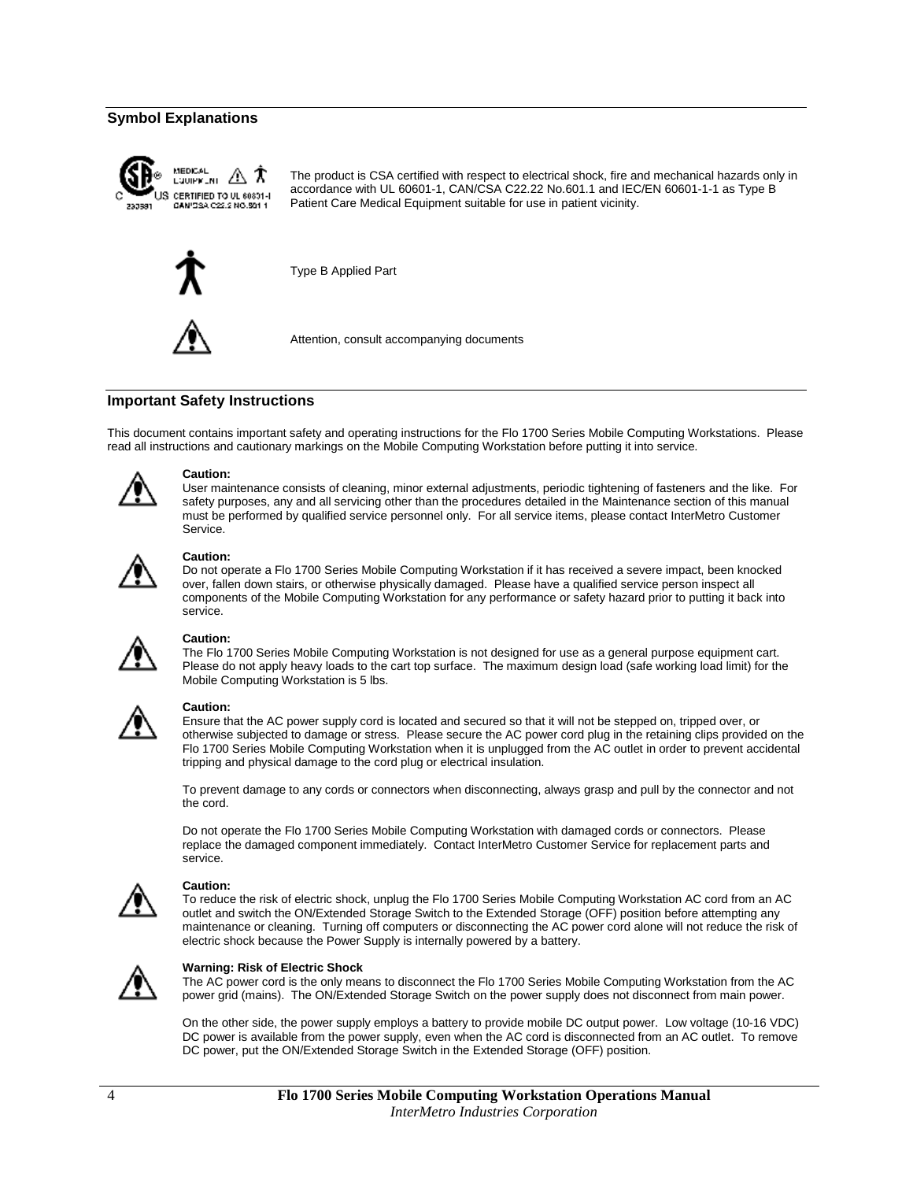## Symbol Explanations

The product is CSA certified with respect to electrical shock, fire and mechanical hazards only in accordance with UL 60601-1, CAN/CSA C22.22 No.601.1 and IEC/EN 60601-1-1 as Type B Patient Care Medical Equipment suitable for use in patient vicinity.

Type B Applied Part

Attention, consult accompanying documents

## Important Safety Instructions

This document contains important safety and operating instructions for the Flo 1700 Series Mobile Computing Workstations. Please read all instructions and cautionary markings on the Mobile Computing Workstation before putting it into service.

**Caution:**
User maintenance consists of cleaning, minor external adjustments, periodic tightening of fasteners and the like. For safety purposes, any and all servicing other than the procedures detailed in the Maintenance section of this manual must be performed by qualified service personnel only. For all service items, please contact InterMetro Customer Service.

**Caution:**
Do not operate a Flo 1700 Series Mobile Computing Workstation if it has received a severe impact, been knocked over, fallen down stairs, or otherwise physically damaged. Please have a qualified service person inspect all components of the Mobile Computing Workstation for any performance or safety hazard prior to putting it back into service.

**Caution:**
The Flo 1700 Series Mobile Computing Workstation is not designed for use as a general purpose equipment cart. Please do not apply heavy loads to the cart top surface. The maximum design load (safe working load limit) for the Mobile Computing Workstation is 5 lbs.

**Caution:**
Ensure that the AC power supply cord is located and secured so that it will not be stepped on, tripped over, or otherwise subjected to damage or stress. Please secure the AC power cord plug in the retaining clips provided on the Flo 1700 Series Mobile Computing Workstation when it is unplugged from the AC outlet in order to prevent accidental tripping and physical damage to the cord plug or electrical insulation.

To prevent damage to any cords or connectors when disconnecting, always grasp and pull by the connector and not the cord.

Do not operate the Flo 1700 Series Mobile Computing Workstation with damaged cords or connectors. Please replace the damaged component immediately. Contact InterMetro Customer Service for replacement parts and service.

**Caution:**
To reduce the risk of electric shock, unplug the Flo 1700 Series Mobile Computing Workstation AC cord from an AC outlet and switch the ON/Extended Storage Switch to the Extended Storage (OFF) position before attempting any maintenance or cleaning. Turning off computers or disconnecting the AC power cord alone will not reduce the risk of electric shock because the Power Supply is internally powered by a battery.

**Warning: Risk of Electric Shock**
The AC power cord is the only means to disconnect the Flo 1700 Series Mobile Computing Workstation from the AC power grid (mains). The ON/Extended Storage Switch on the power supply does not disconnect from main power.

On the other side, the power supply employs a battery to provide mobile DC output power. Low voltage (10-16 VDC) DC power is available from the power supply, even when the AC cord is disconnected from an AC outlet. To remove DC power, put the ON/Extended Storage Switch in the Extended Storage (OFF) position.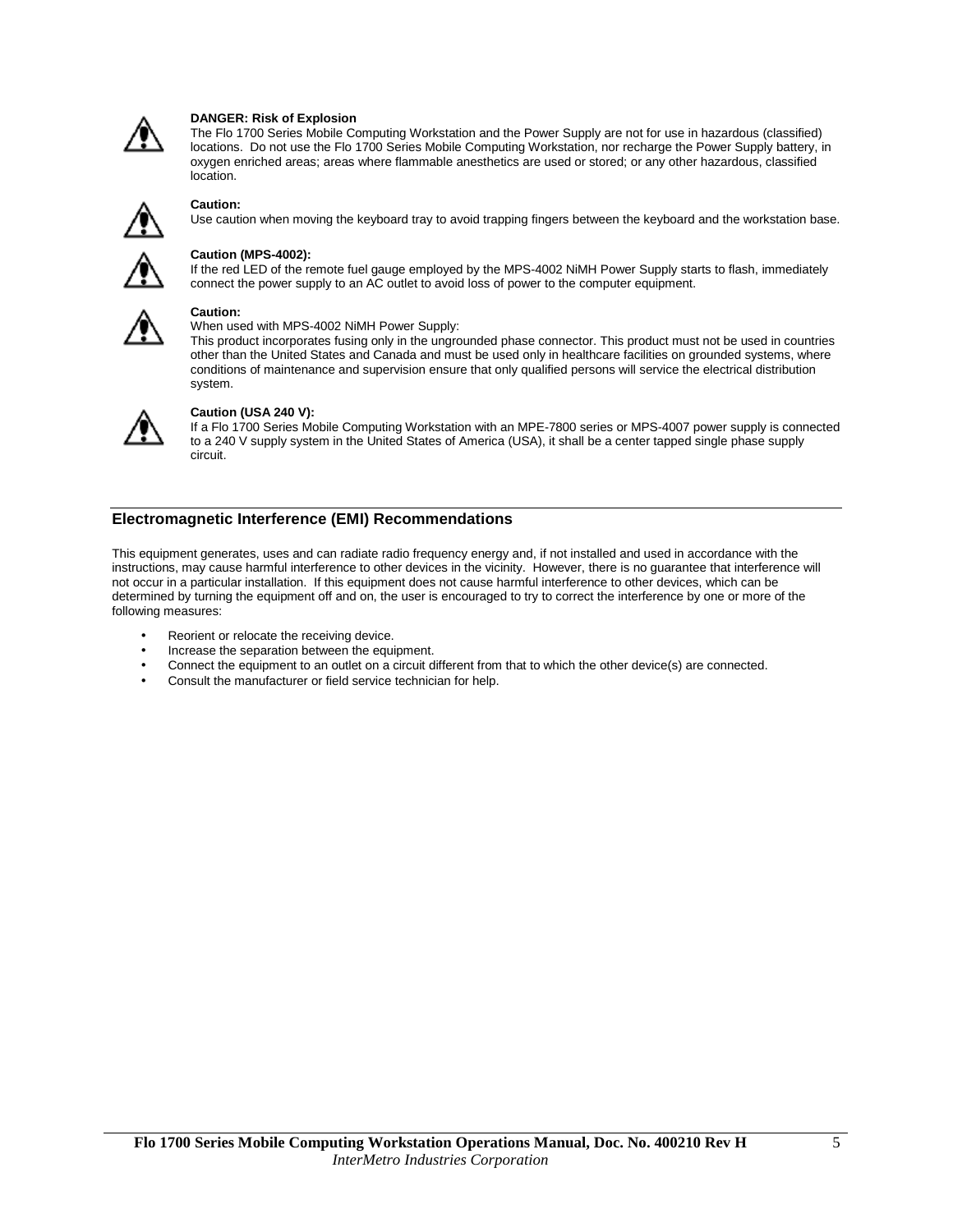**DANGER: Risk of Explosion**
The Flo 1700 Series Mobile Computing Workstation and the Power Supply are not for use in hazardous (classified) locations. Do not use the Flo 1700 Series Mobile Computing Workstation, nor recharge the Power Supply battery, in oxygen enriched areas; areas where flammable anesthetics are used or stored; or any other hazardous, classified location.

**Caution:**
Use caution when moving the keyboard tray to avoid trapping fingers between the keyboard and the workstation base.

**Caution (MPS-4002):**
If the red LED of the remote fuel gauge employed by the MPS-4002 NiMH Power Supply starts to flash, immediately connect the power supply to an AC outlet to avoid loss of power to the computer equipment.

**Caution:**
When used with MPS-4002 NiMH Power Supply:
This product incorporates fusing only in the ungrounded phase connector. This product must not be used in countries other than the United States and Canada and must be used only in healthcare facilities on grounded systems, where conditions of maintenance and supervision ensure that only qualified persons will service the electrical distribution system.

**Caution (USA 240 V):**
If a Flo 1700 Series Mobile Computing Workstation with an MPE-7800 series or MPS-4007 power supply is connected to a 240 V supply system in the United States of America (USA), it shall be a center tapped single phase supply circuit.

## Electromagnetic Interference (EMI) Recommendations

This equipment generates, uses and can radiate radio frequency energy and, if not installed and used in accordance with the instructions, may cause harmful interference to other devices in the vicinity. However, there is no guarantee that interference will not occur in a particular installation. If this equipment does not cause harmful interference to other devices, which can be determined by turning the equipment off and on, the user is encouraged to try to correct the interference by one or more of the following measures:

- Reorient or relocate the receiving device.
- Increase the separation between the equipment.
- Connect the equipment to an outlet on a circuit different from that to which the other device(s) are connected.
- Consult the manufacturer or field service technician for help.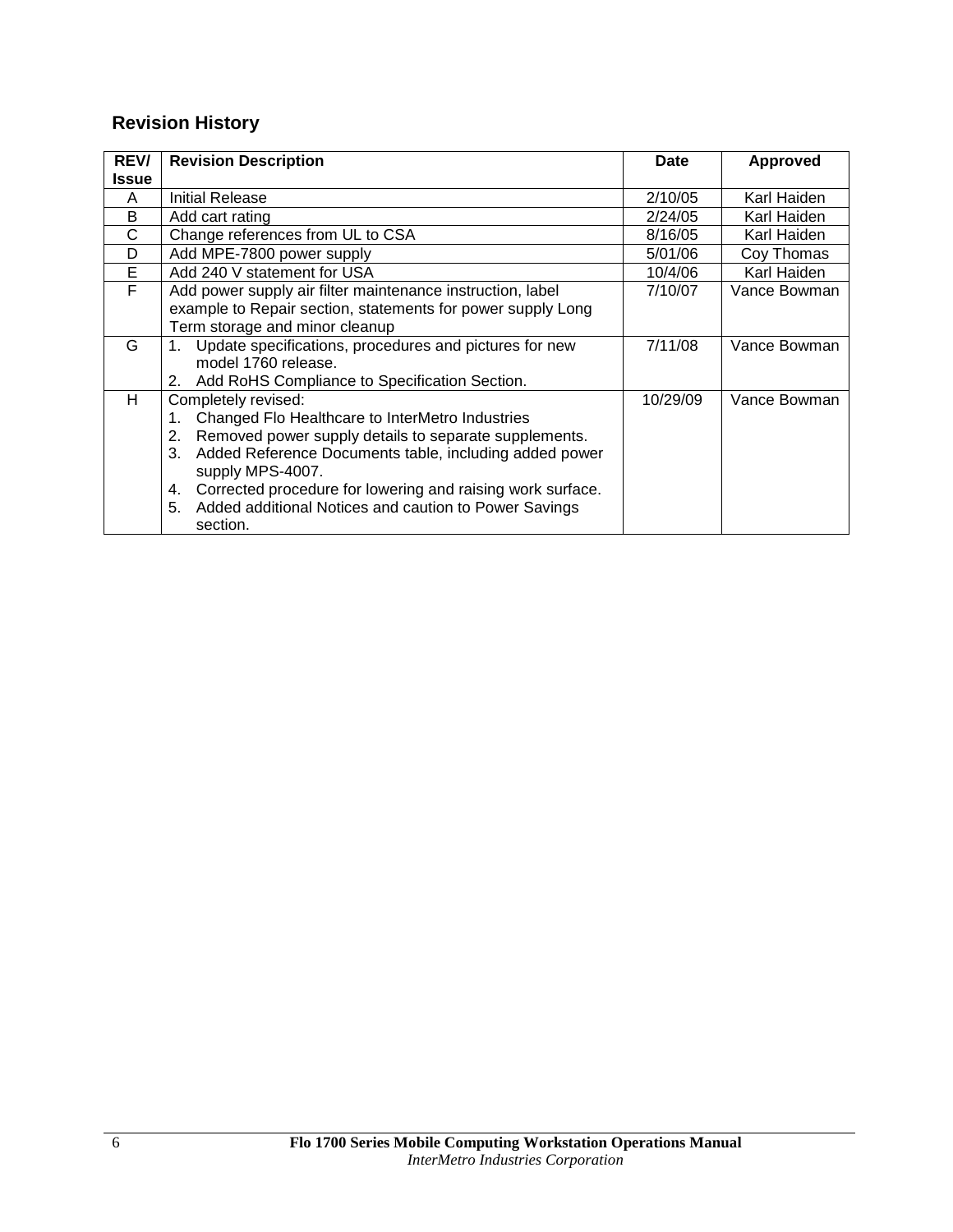## Revision History

| REV/ Issue | Revision Description | Date | Approved |
|---|---|---|---|
| A | Initial Release | 2/10/05 | Karl Haiden |
| B | Add cart rating | 2/24/05 | Karl Haiden |
| C | Change references from UL to CSA | 8/16/05 | Karl Haiden |
| D | Add MPE-7800 power supply | 5/01/06 | Coy Thomas |
| E | Add 240 V statement for USA | 10/4/06 | Karl Haiden |
| F | Add power supply air filter maintenance instruction, label example to Repair section, statements for power supply Long Term storage and minor cleanup | 7/10/07 | Vance Bowman |
| G | 1. Update specifications, procedures and pictures for new model 1760 release.<br>2. Add RoHS Compliance to Specification Section. | 7/11/08 | Vance Bowman |
| H | Completely revised:<br>1. Changed Flo Healthcare to InterMetro Industries<br>2. Removed power supply details to separate supplements.<br>3. Added Reference Documents table, including added power supply MPS-4007.<br>4. Corrected procedure for lowering and raising work surface.<br>5. Added additional Notices and caution to Power Savings section. | 10/29/09 | Vance Bowman |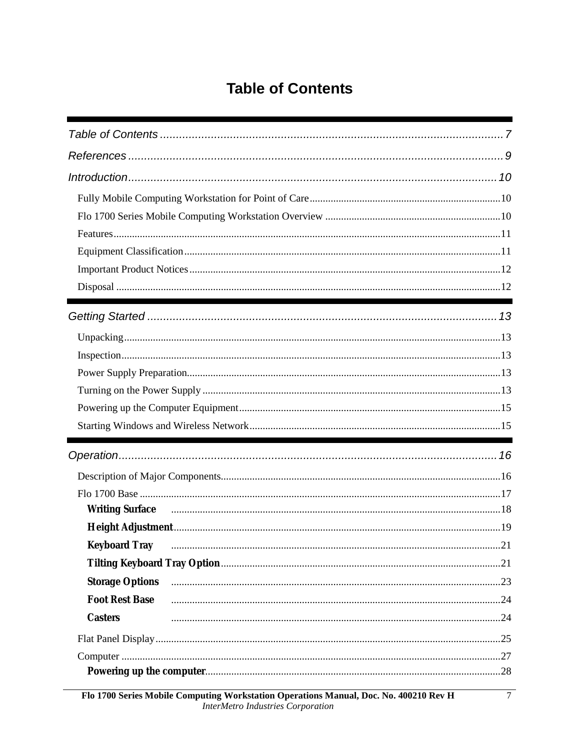# Table of Contents

Table of Contents ............................................................................................................. 7

References ....................................................................................................................... 9

Introduction..................................................................................................................... 10

- Fully Mobile Computing Workstation for Point of Care ........................................................................ 10
- Flo 1700 Series Mobile Computing Workstation Overview .................................................................. 10
- Features.................................................................................................................................................. 11
- Equipment Classification....................................................................................................................... 11
- Important Product Notices ..................................................................................................................... 12
- Disposal ................................................................................................................................................. 12

Getting Started ................................................................................................................ 13

- Unpacking.............................................................................................................................................. 13
- Inspection............................................................................................................................................... 13
- Power Supply Preparation...................................................................................................................... 13
- Turning on the Power Supply ................................................................................................................ 13
- Powering up the Computer Equipment.................................................................................................. 15
- Starting Windows and Wireless Network .............................................................................................. 15

Operation......................................................................................................................... 16

- Description of Major Components......................................................................................................... 16
- Flo 1700 Base ........................................................................................................................................ 17
  - **Writing Surface** .............................................................................................................................. 18
  - **Height Adjustment**............................................................................................................................ 19
  - **Keyboard Tray** ................................................................................................................................. 21
  - **Tilting Keyboard Tray Option**.......................................................................................................... 21
  - **Storage Options** ............................................................................................................................... 23
  - **Foot Rest Base** ................................................................................................................................. 24
  - **Casters** .............................................................................................................................................. 24
- Flat Panel Display.................................................................................................................................. 25
- Computer ............................................................................................................................................... 27
  - **Powering up the computer**................................................................................................................ 28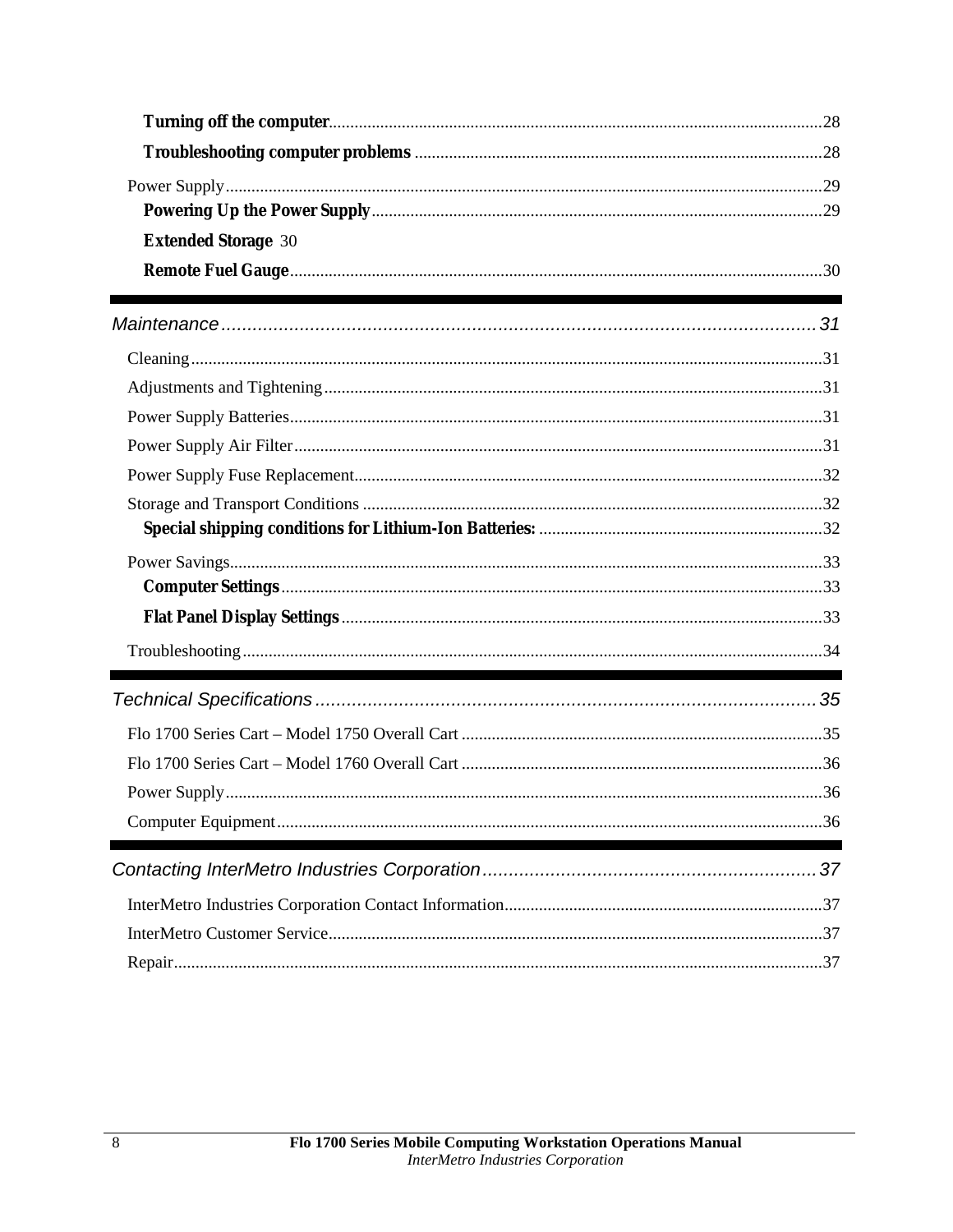**Turning off the computer** ..... 28

**Troubleshooting computer problems** ..... 28

Power Supply ..... 29

**Powering Up the Power Supply** ..... 29

**Extended Storage** 30

**Remote Fuel Gauge** ..... 30

*Maintenance* ..... 31

Cleaning ..... 31

Adjustments and Tightening ..... 31

Power Supply Batteries ..... 31

Power Supply Air Filter ..... 31

Power Supply Fuse Replacement ..... 32

Storage and Transport Conditions ..... 32

**Special shipping conditions for Lithium-Ion Batteries:** ..... 32

Power Savings ..... 33

**Computer Settings** ..... 33

**Flat Panel Display Settings** ..... 33

Troubleshooting ..... 34

*Technical Specifications* ..... 35

Flo 1700 Series Cart – Model 1750 Overall Cart ..... 35

Flo 1700 Series Cart – Model 1760 Overall Cart ..... 36

Power Supply ..... 36

Computer Equipment ..... 36

*Contacting InterMetro Industries Corporation* ..... 37

InterMetro Industries Corporation Contact Information ..... 37

InterMetro Customer Service ..... 37

Repair ..... 37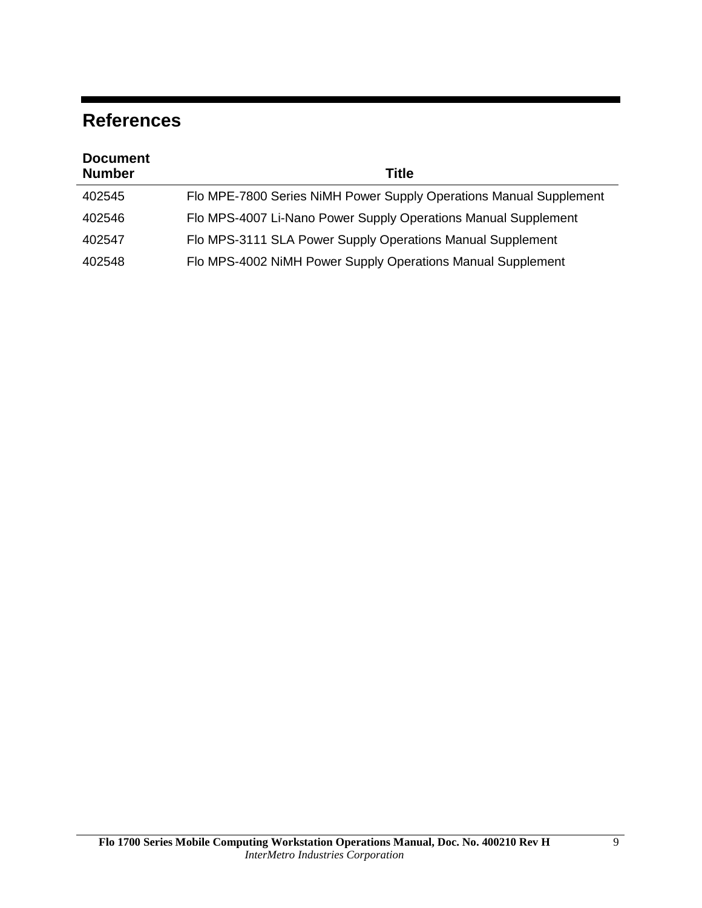# References

| Document Number | Title |
|---|---|
| 402545 | Flo MPE-7800 Series NiMH Power Supply Operations Manual Supplement |
| 402546 | Flo MPS-4007 Li-Nano Power Supply Operations Manual Supplement |
| 402547 | Flo MPS-3111 SLA Power Supply Operations Manual Supplement |
| 402548 | Flo MPS-4002 NiMH Power Supply Operations Manual Supplement |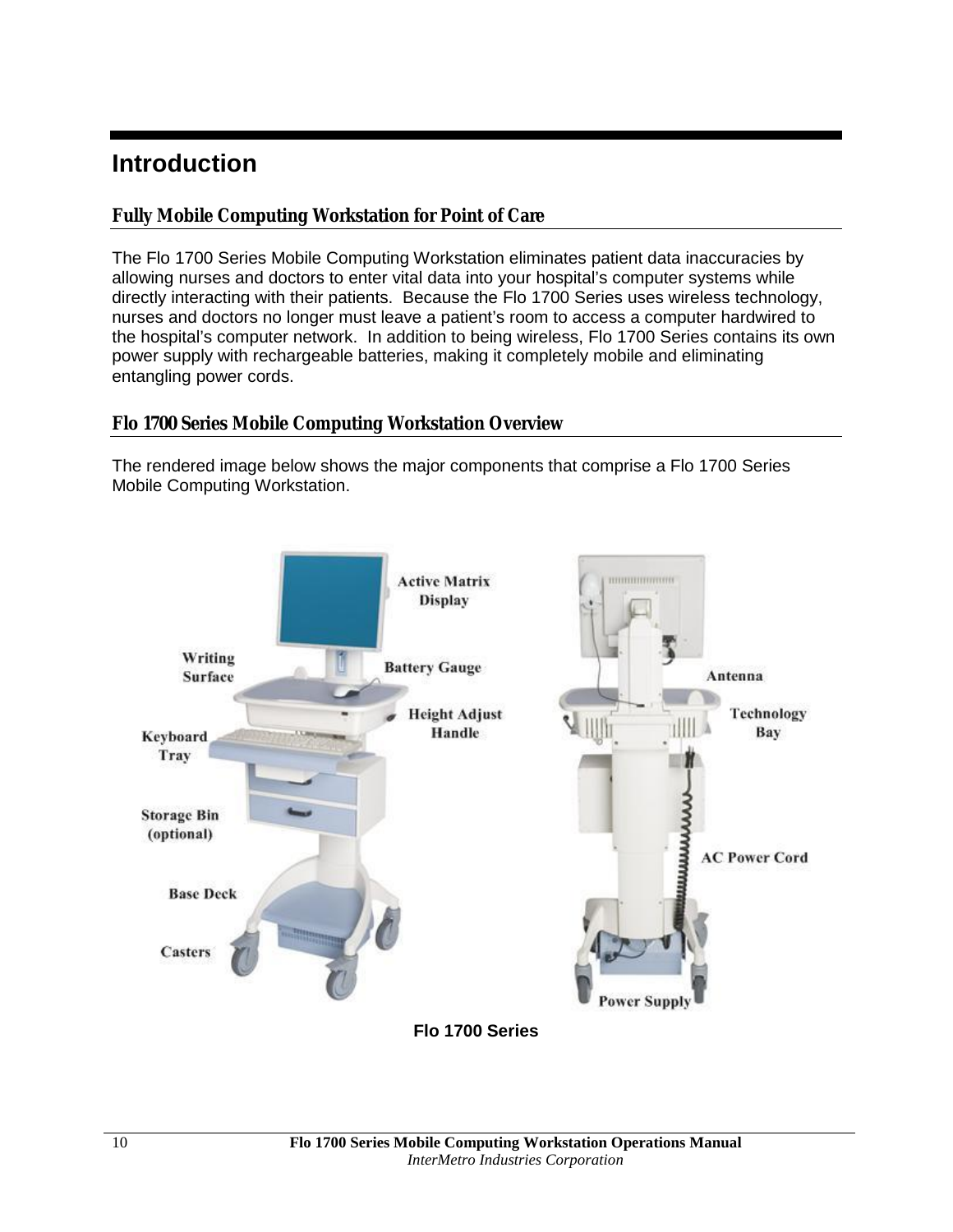# Introduction

## Fully Mobile Computing Workstation for Point of Care

The Flo 1700 Series Mobile Computing Workstation eliminates patient data inaccuracies by allowing nurses and doctors to enter vital data into your hospital's computer systems while directly interacting with their patients. Because the Flo 1700 Series uses wireless technology, nurses and doctors no longer must leave a patient's room to access a computer hardwired to the hospital's computer network. In addition to being wireless, Flo 1700 Series contains its own power supply with rechargeable batteries, making it completely mobile and eliminating entangling power cords.

## Flo 1700 Series Mobile Computing Workstation Overview

The rendered image below shows the major components that comprise a Flo 1700 Series Mobile Computing Workstation.

Active Matrix Display
Writing Surface
Battery Gauge
Height Adjust Handle
Keyboard Tray
Storage Bin (optional)
Base Deck
Casters
Antenna
Technology Bay
AC Power Cord
Power Supply

**Flo 1700 Series**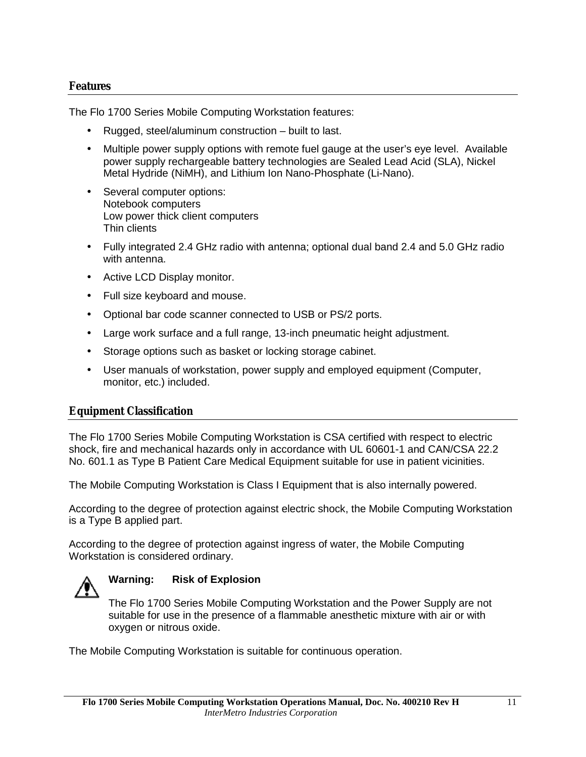## Features

The Flo 1700 Series Mobile Computing Workstation features:

- Rugged, steel/aluminum construction – built to last.
- Multiple power supply options with remote fuel gauge at the user's eye level. Available power supply rechargeable battery technologies are Sealed Lead Acid (SLA), Nickel Metal Hydride (NiMH), and Lithium Ion Nano-Phosphate (Li-Nano).
- Several computer options:  
  Notebook computers  
  Low power thick client computers  
  Thin clients
- Fully integrated 2.4 GHz radio with antenna; optional dual band 2.4 and 5.0 GHz radio with antenna.
- Active LCD Display monitor.
- Full size keyboard and mouse.
- Optional bar code scanner connected to USB or PS/2 ports.
- Large work surface and a full range, 13-inch pneumatic height adjustment.
- Storage options such as basket or locking storage cabinet.
- User manuals of workstation, power supply and employed equipment (Computer, monitor, etc.) included.

## Equipment Classification

The Flo 1700 Series Mobile Computing Workstation is CSA certified with respect to electric shock, fire and mechanical hazards only in accordance with UL 60601-1 and CAN/CSA 22.2 No. 601.1 as Type B Patient Care Medical Equipment suitable for use in patient vicinities.

The Mobile Computing Workstation is Class I Equipment that is also internally powered.

According to the degree of protection against electric shock, the Mobile Computing Workstation is a Type B applied part.

According to the degree of protection against ingress of water, the Mobile Computing Workstation is considered ordinary.

**Warning: Risk of Explosion**

The Flo 1700 Series Mobile Computing Workstation and the Power Supply are not suitable for use in the presence of a flammable anesthetic mixture with air or with oxygen or nitrous oxide.

The Mobile Computing Workstation is suitable for continuous operation.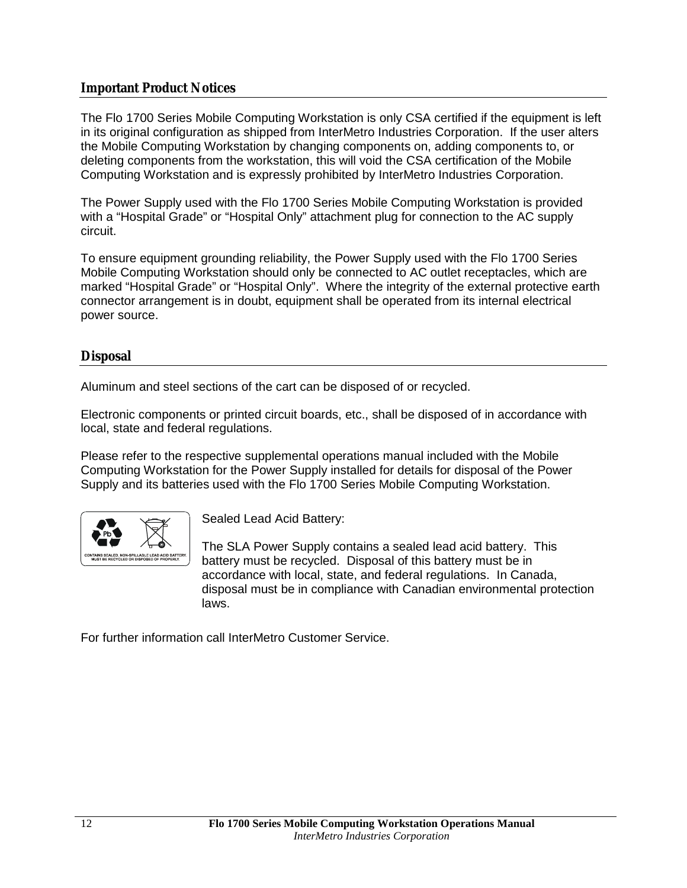## Important Product Notices

The Flo 1700 Series Mobile Computing Workstation is only CSA certified if the equipment is left in its original configuration as shipped from InterMetro Industries Corporation. If the user alters the Mobile Computing Workstation by changing components on, adding components to, or deleting components from the workstation, this will void the CSA certification of the Mobile Computing Workstation and is expressly prohibited by InterMetro Industries Corporation.

The Power Supply used with the Flo 1700 Series Mobile Computing Workstation is provided with a “Hospital Grade” or “Hospital Only” attachment plug for connection to the AC supply circuit.

To ensure equipment grounding reliability, the Power Supply used with the Flo 1700 Series Mobile Computing Workstation should only be connected to AC outlet receptacles, which are marked “Hospital Grade” or “Hospital Only”. Where the integrity of the external protective earth connector arrangement is in doubt, equipment shall be operated from its internal electrical power source.

## Disposal

Aluminum and steel sections of the cart can be disposed of or recycled.

Electronic components or printed circuit boards, etc., shall be disposed of in accordance with local, state and federal regulations.

Please refer to the respective supplemental operations manual included with the Mobile Computing Workstation for the Power Supply installed for details for disposal of the Power Supply and its batteries used with the Flo 1700 Series Mobile Computing Workstation.

Pb

CONTAINS SEALED, NON-SPILLABLE LEAD ACID BATTERY. MUST BE RECYCLED OR DISPOSED OF PROPERLY.

Sealed Lead Acid Battery:

The SLA Power Supply contains a sealed lead acid battery. This battery must be recycled. Disposal of this battery must be in accordance with local, state, and federal regulations. In Canada, disposal must be in compliance with Canadian environmental protection laws.

For further information call InterMetro Customer Service.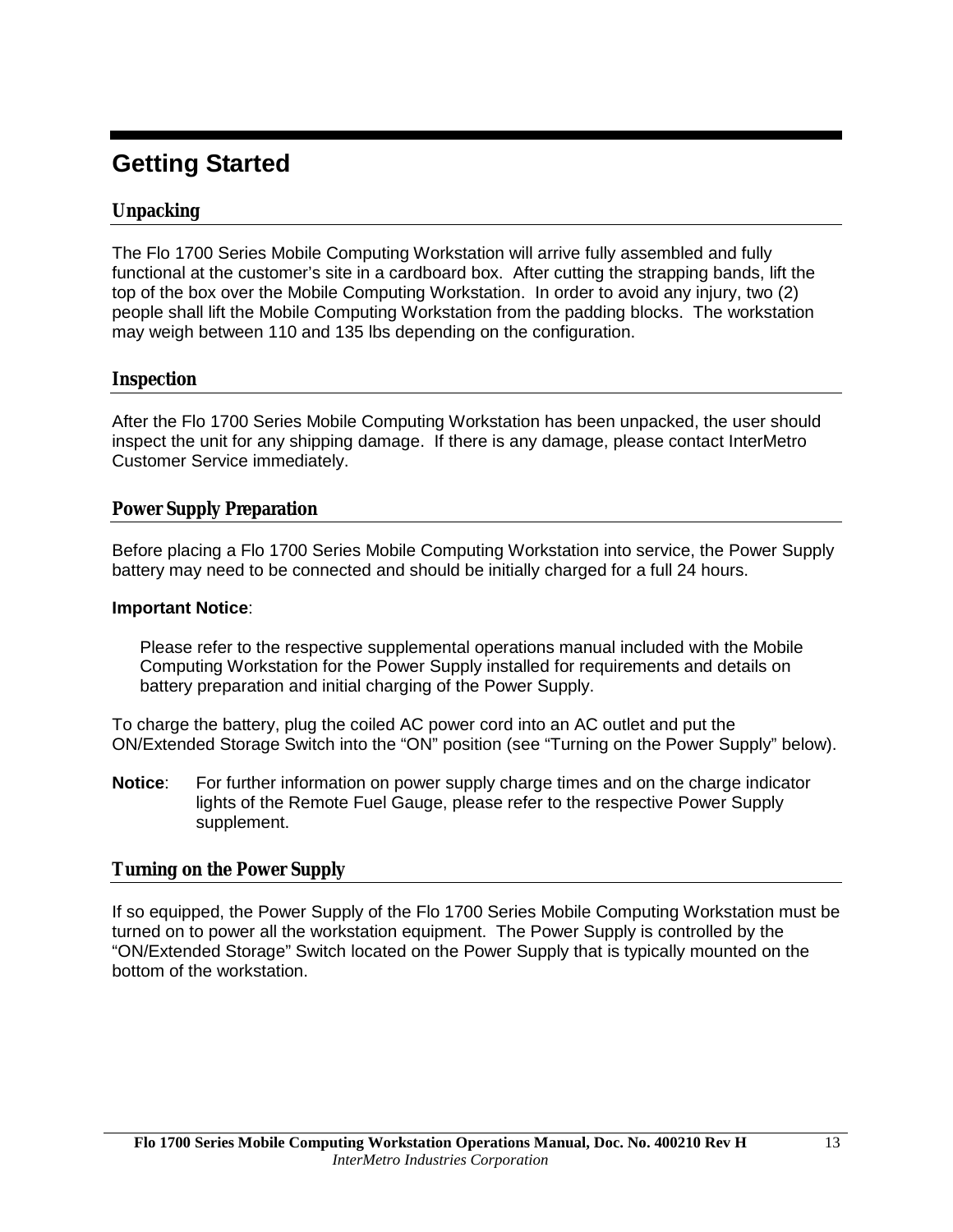# Getting Started

## Unpacking

The Flo 1700 Series Mobile Computing Workstation will arrive fully assembled and fully functional at the customer's site in a cardboard box. After cutting the strapping bands, lift the top of the box over the Mobile Computing Workstation. In order to avoid any injury, two (2) people shall lift the Mobile Computing Workstation from the padding blocks. The workstation may weigh between 110 and 135 lbs depending on the configuration.

## Inspection

After the Flo 1700 Series Mobile Computing Workstation has been unpacked, the user should inspect the unit for any shipping damage. If there is any damage, please contact InterMetro Customer Service immediately.

## Power Supply Preparation

Before placing a Flo 1700 Series Mobile Computing Workstation into service, the Power Supply battery may need to be connected and should be initially charged for a full 24 hours.

**Important Notice**:

> Please refer to the respective supplemental operations manual included with the Mobile Computing Workstation for the Power Supply installed for requirements and details on battery preparation and initial charging of the Power Supply.

To charge the battery, plug the coiled AC power cord into an AC outlet and put the ON/Extended Storage Switch into the "ON" position (see "Turning on the Power Supply" below).

**Notice**: For further information on power supply charge times and on the charge indicator lights of the Remote Fuel Gauge, please refer to the respective Power Supply supplement.

## Turning on the Power Supply

If so equipped, the Power Supply of the Flo 1700 Series Mobile Computing Workstation must be turned on to power all the workstation equipment. The Power Supply is controlled by the "ON/Extended Storage" Switch located on the Power Supply that is typically mounted on the bottom of the workstation.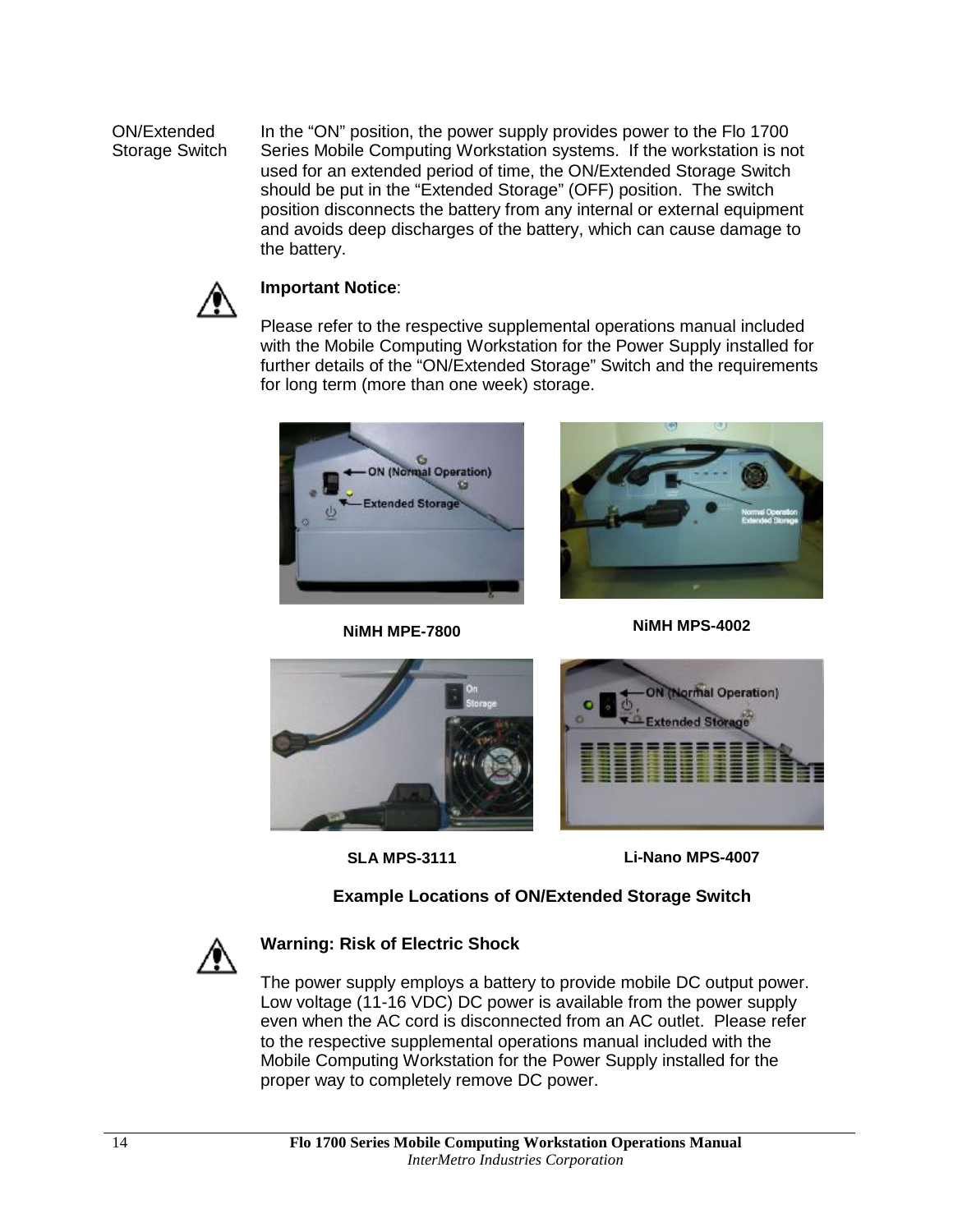ON/Extended Storage Switch

In the "ON" position, the power supply provides power to the Flo 1700 Series Mobile Computing Workstation systems. If the workstation is not used for an extended period of time, the ON/Extended Storage Switch should be put in the "Extended Storage" (OFF) position. The switch position disconnects the battery from any internal or external equipment and avoids deep discharges of the battery, which can cause damage to the battery.

**Important Notice**:

Please refer to the respective supplemental operations manual included with the Mobile Computing Workstation for the Power Supply installed for further details of the "ON/Extended Storage" Switch and the requirements for long term (more than one week) storage.

**NiMH MPE-7800**

**NiMH MPS-4002**

**SLA MPS-3111**

**Li-Nano MPS-4007**

**Example Locations of ON/Extended Storage Switch**

**Warning: Risk of Electric Shock**

The power supply employs a battery to provide mobile DC output power. Low voltage (11-16 VDC) DC power is available from the power supply even when the AC cord is disconnected from an AC outlet. Please refer to the respective supplemental operations manual included with the Mobile Computing Workstation for the Power Supply installed for the proper way to completely remove DC power.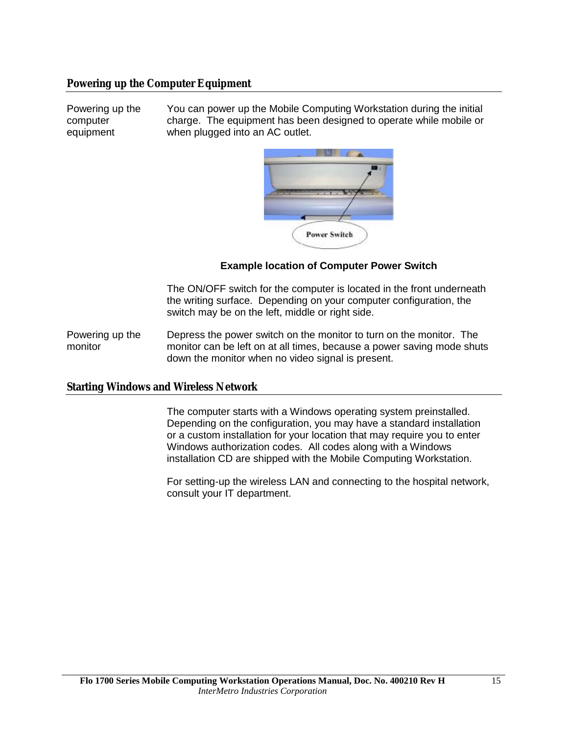## Powering up the Computer Equipment

**Powering up the computer equipment**

You can power up the Mobile Computing Workstation during the initial charge. The equipment has been designed to operate while mobile or when plugged into an AC outlet.

**Example location of Computer Power Switch**

The ON/OFF switch for the computer is located in the front underneath the writing surface. Depending on your computer configuration, the switch may be on the left, middle or right side.

**Powering up the monitor**

Depress the power switch on the monitor to turn on the monitor. The monitor can be left on at all times, because a power saving mode shuts down the monitor when no video signal is present.

## Starting Windows and Wireless Network

The computer starts with a Windows operating system preinstalled. Depending on the configuration, you may have a standard installation or a custom installation for your location that may require you to enter Windows authorization codes. All codes along with a Windows installation CD are shipped with the Mobile Computing Workstation.

For setting-up the wireless LAN and connecting to the hospital network, consult your IT department.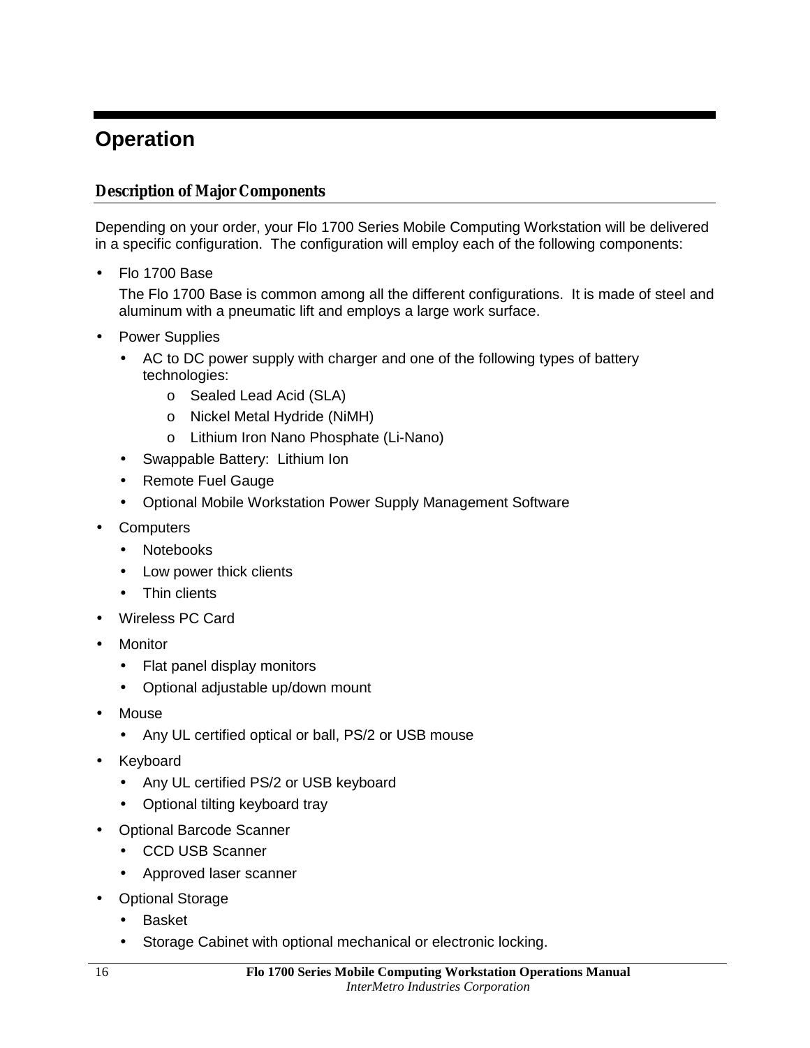# Operation

## Description of Major Components

Depending on your order, your Flo 1700 Series Mobile Computing Workstation will be delivered in a specific configuration. The configuration will employ each of the following components:

- Flo 1700 Base

  The Flo 1700 Base is common among all the different configurations. It is made of steel and aluminum with a pneumatic lift and employs a large work surface.

- Power Supplies
  - AC to DC power supply with charger and one of the following types of battery technologies:
    - Sealed Lead Acid (SLA)
    - Nickel Metal Hydride (NiMH)
    - Lithium Iron Nano Phosphate (Li-Nano)
  - Swappable Battery: Lithium Ion
  - Remote Fuel Gauge
  - Optional Mobile Workstation Power Supply Management Software
- Computers
  - Notebooks
  - Low power thick clients
  - Thin clients
- Wireless PC Card
- Monitor
  - Flat panel display monitors
  - Optional adjustable up/down mount
- Mouse
  - Any UL certified optical or ball, PS/2 or USB mouse
- Keyboard
  - Any UL certified PS/2 or USB keyboard
  - Optional tilting keyboard tray
- Optional Barcode Scanner
  - CCD USB Scanner
  - Approved laser scanner
- Optional Storage
  - Basket
  - Storage Cabinet with optional mechanical or electronic locking.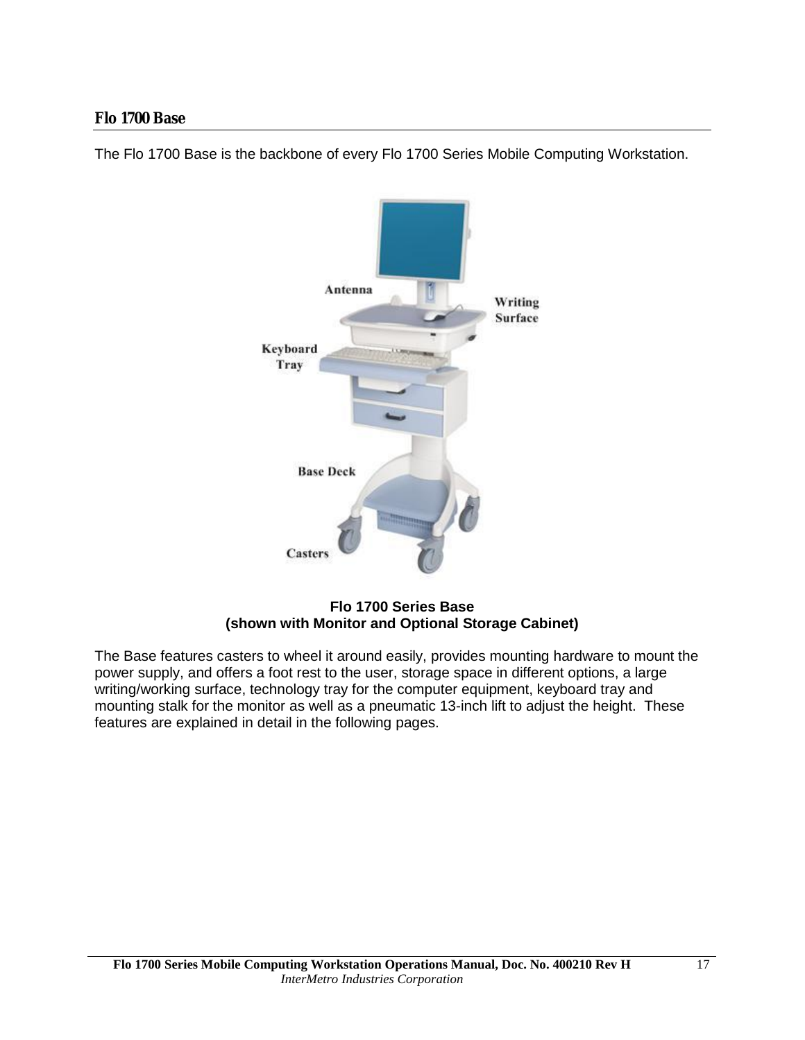## Flo 1700 Base

The Flo 1700 Base is the backbone of every Flo 1700 Series Mobile Computing Workstation.

**Flo 1700 Series Base**
**(shown with Monitor and Optional Storage Cabinet)**

The Base features casters to wheel it around easily, provides mounting hardware to mount the power supply, and offers a foot rest to the user, storage space in different options, a large writing/working surface, technology tray for the computer equipment, keyboard tray and mounting stalk for the monitor as well as a pneumatic 13-inch lift to adjust the height. These features are explained in detail in the following pages.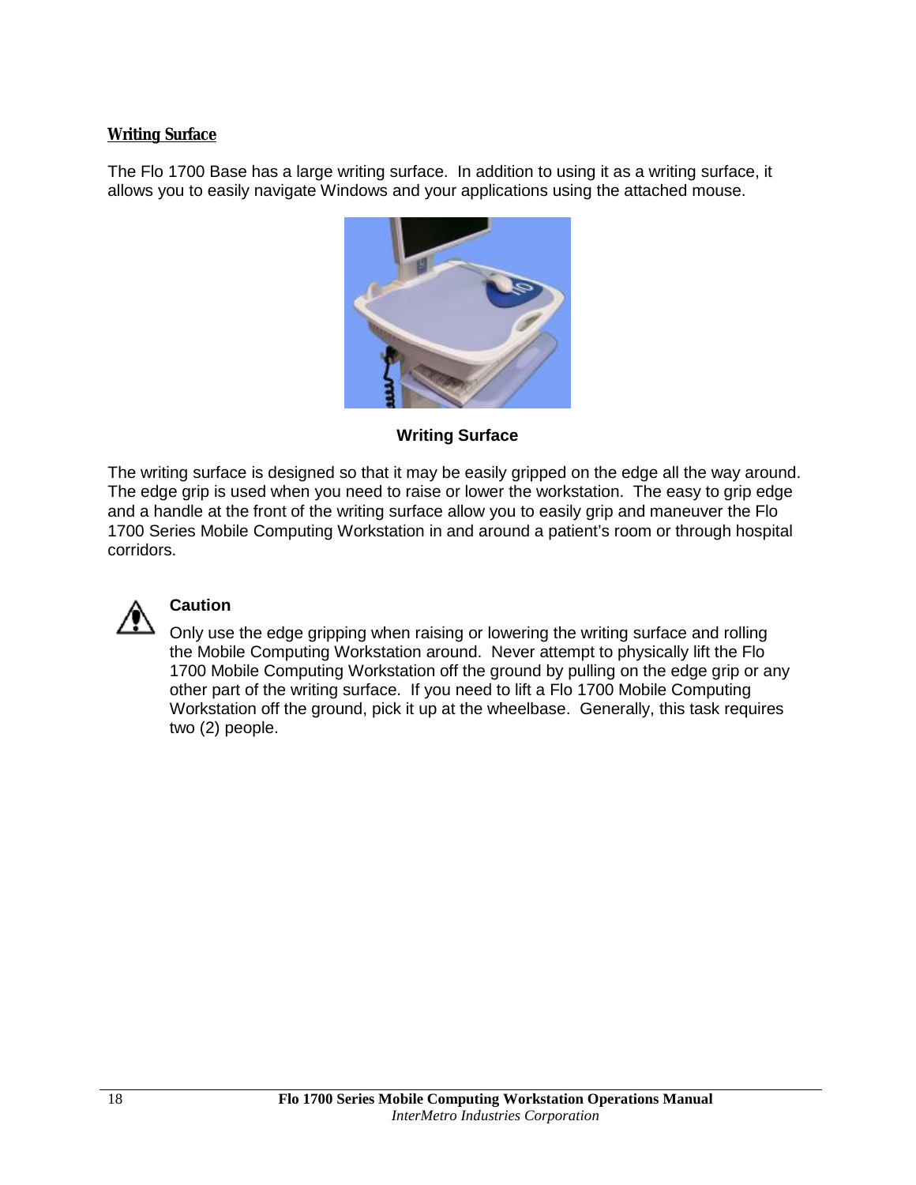## Writing Surface

The Flo 1700 Base has a large writing surface. In addition to using it as a writing surface, it allows you to easily navigate Windows and your applications using the attached mouse.

**Writing Surface**

The writing surface is designed so that it may be easily gripped on the edge all the way around. The edge grip is used when you need to raise or lower the workstation. The easy to grip edge and a handle at the front of the writing surface allow you to easily grip and maneuver the Flo 1700 Series Mobile Computing Workstation in and around a patient's room or through hospital corridors.

**Caution**

Only use the edge gripping when raising or lowering the writing surface and rolling the Mobile Computing Workstation around. Never attempt to physically lift the Flo 1700 Mobile Computing Workstation off the ground by pulling on the edge grip or any other part of the writing surface. If you need to lift a Flo 1700 Mobile Computing Workstation off the ground, pick it up at the wheelbase. Generally, this task requires two (2) people.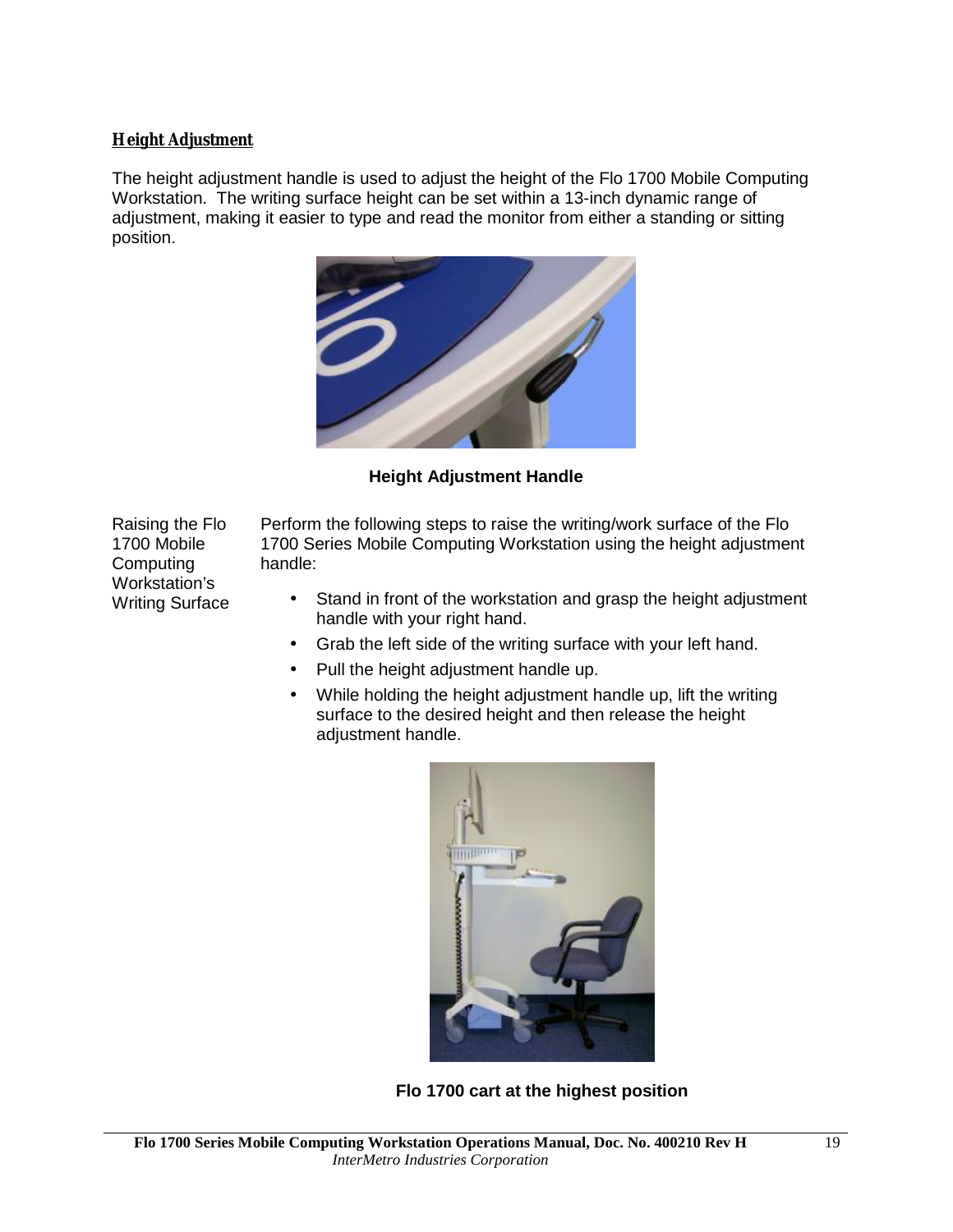## Height Adjustment

The height adjustment handle is used to adjust the height of the Flo 1700 Mobile Computing Workstation. The writing surface height can be set within a 13-inch dynamic range of adjustment, making it easier to type and read the monitor from either a standing or sitting position.

**Height Adjustment Handle**

Raising the Flo 1700 Mobile Computing Workstation's Writing Surface

Perform the following steps to raise the writing/work surface of the Flo 1700 Series Mobile Computing Workstation using the height adjustment handle:

- Stand in front of the workstation and grasp the height adjustment handle with your right hand.
- Grab the left side of the writing surface with your left hand.
- Pull the height adjustment handle up.
- While holding the height adjustment handle up, lift the writing surface to the desired height and then release the height adjustment handle.

**Flo 1700 cart at the highest position**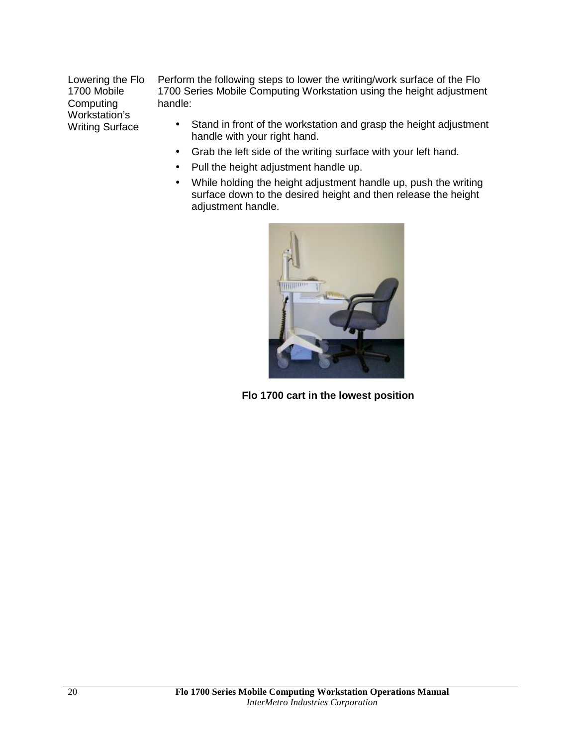### Lowering the Flo 1700 Mobile Computing Workstation's Writing Surface

Perform the following steps to lower the writing/work surface of the Flo 1700 Series Mobile Computing Workstation using the height adjustment handle:

- Stand in front of the workstation and grasp the height adjustment handle with your right hand.
- Grab the left side of the writing surface with your left hand.
- Pull the height adjustment handle up.
- While holding the height adjustment handle up, push the writing surface down to the desired height and then release the height adjustment handle.

**Flo 1700 cart in the lowest position**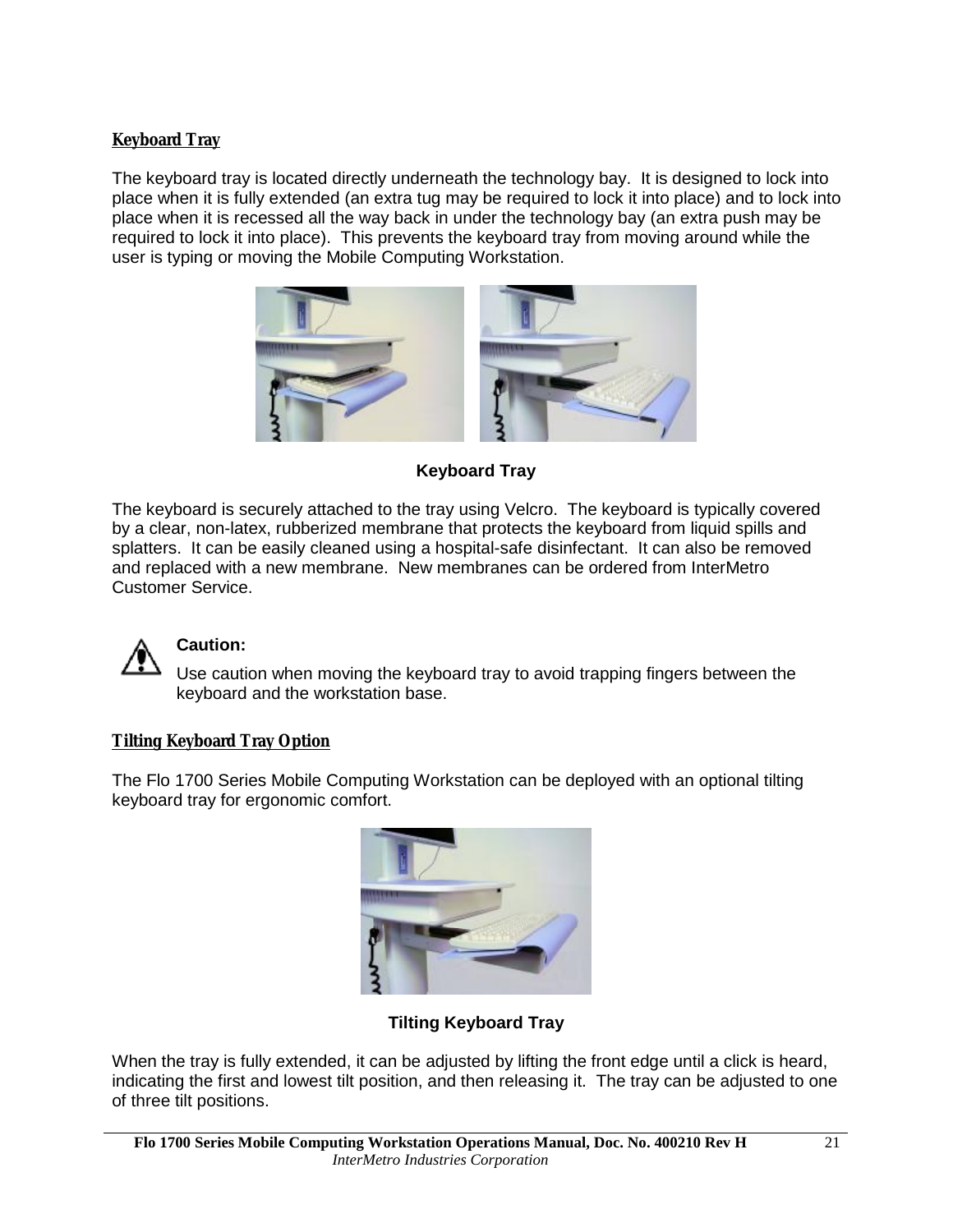## Keyboard Tray

The keyboard tray is located directly underneath the technology bay. It is designed to lock into place when it is fully extended (an extra tug may be required to lock it into place) and to lock into place when it is recessed all the way back in under the technology bay (an extra push may be required to lock it into place). This prevents the keyboard tray from moving around while the user is typing or moving the Mobile Computing Workstation.

**Keyboard Tray**

The keyboard is securely attached to the tray using Velcro. The keyboard is typically covered by a clear, non-latex, rubberized membrane that protects the keyboard from liquid spills and splatters. It can be easily cleaned using a hospital-safe disinfectant. It can also be removed and replaced with a new membrane. New membranes can be ordered from InterMetro Customer Service.

**Caution:**

Use caution when moving the keyboard tray to avoid trapping fingers between the keyboard and the workstation base.

## Tilting Keyboard Tray Option

The Flo 1700 Series Mobile Computing Workstation can be deployed with an optional tilting keyboard tray for ergonomic comfort.

**Tilting Keyboard Tray**

When the tray is fully extended, it can be adjusted by lifting the front edge until a click is heard, indicating the first and lowest tilt position, and then releasing it. The tray can be adjusted to one of three tilt positions.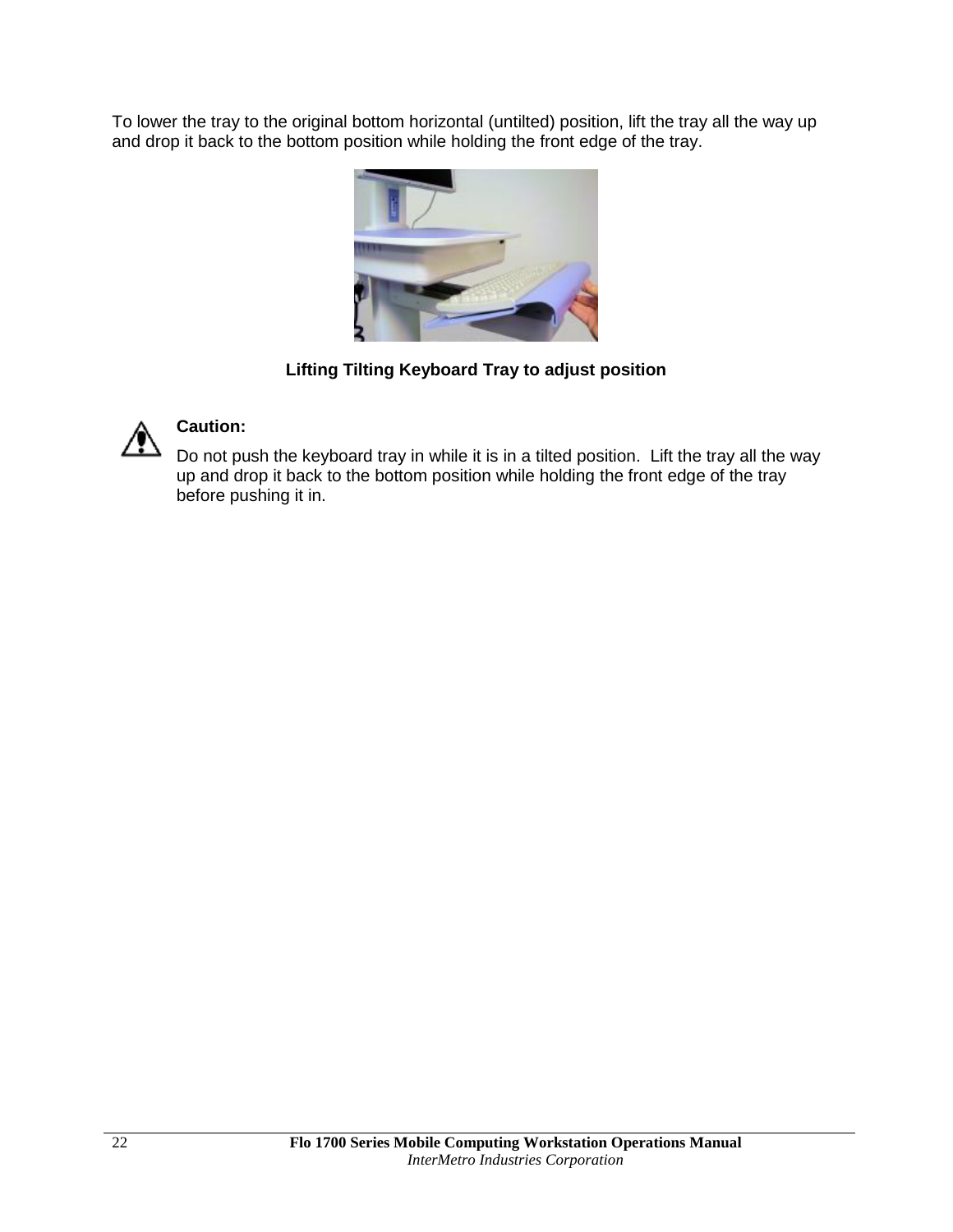To lower the tray to the original bottom horizontal (untilted) position, lift the tray all the way up and drop it back to the bottom position while holding the front edge of the tray.

**Lifting Tilting Keyboard Tray to adjust position**

**Caution:**

Do not push the keyboard tray in while it is in a tilted position. Lift the tray all the way up and drop it back to the bottom position while holding the front edge of the tray before pushing it in.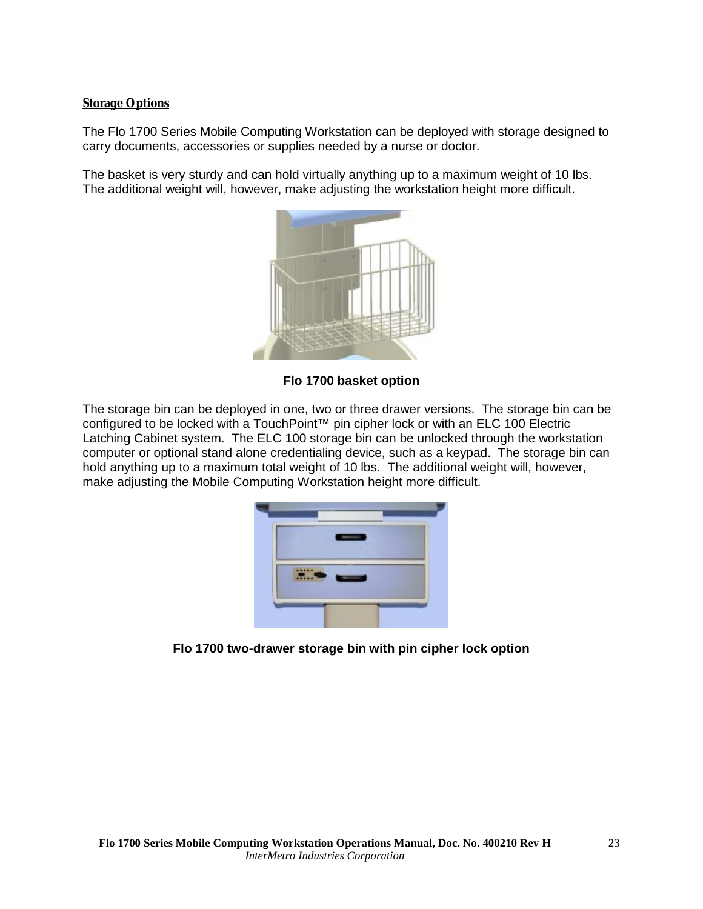## Storage Options

The Flo 1700 Series Mobile Computing Workstation can be deployed with storage designed to carry documents, accessories or supplies needed by a nurse or doctor.

The basket is very sturdy and can hold virtually anything up to a maximum weight of 10 lbs. The additional weight will, however, make adjusting the workstation height more difficult.

**Flo 1700 basket option**

The storage bin can be deployed in one, two or three drawer versions. The storage bin can be configured to be locked with a TouchPoint™ pin cipher lock or with an ELC 100 Electric Latching Cabinet system. The ELC 100 storage bin can be unlocked through the workstation computer or optional stand alone credentialing device, such as a keypad. The storage bin can hold anything up to a maximum total weight of 10 lbs. The additional weight will, however, make adjusting the Mobile Computing Workstation height more difficult.

**Flo 1700 two-drawer storage bin with pin cipher lock option**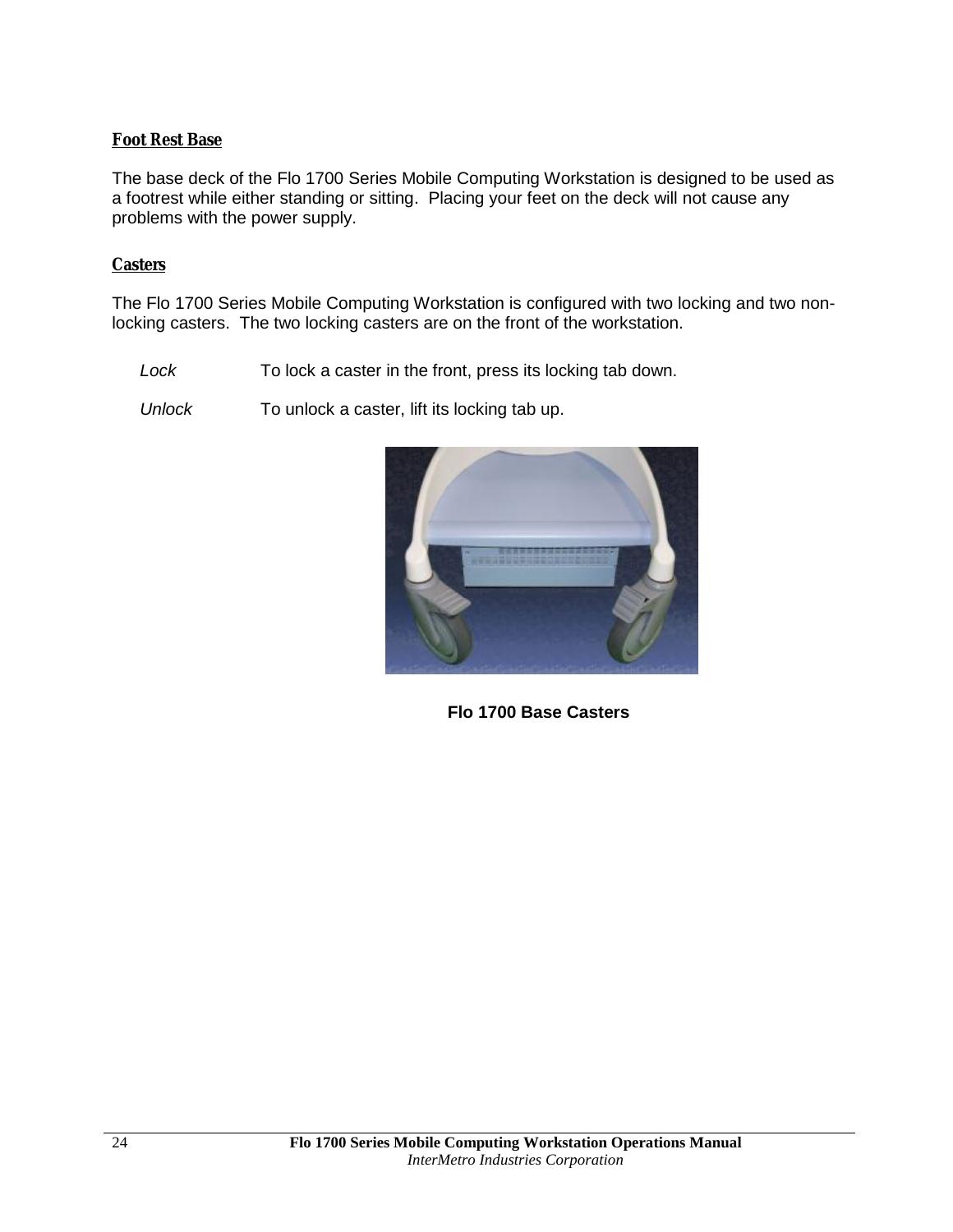## Foot Rest Base

The base deck of the Flo 1700 Series Mobile Computing Workstation is designed to be used as a footrest while either standing or sitting. Placing your feet on the deck will not cause any problems with the power supply.

## Casters

The Flo 1700 Series Mobile Computing Workstation is configured with two locking and two non-locking casters. The two locking casters are on the front of the workstation.

*Lock* To lock a caster in the front, press its locking tab down.

*Unlock* To unlock a caster, lift its locking tab up.

**Flo 1700 Base Casters**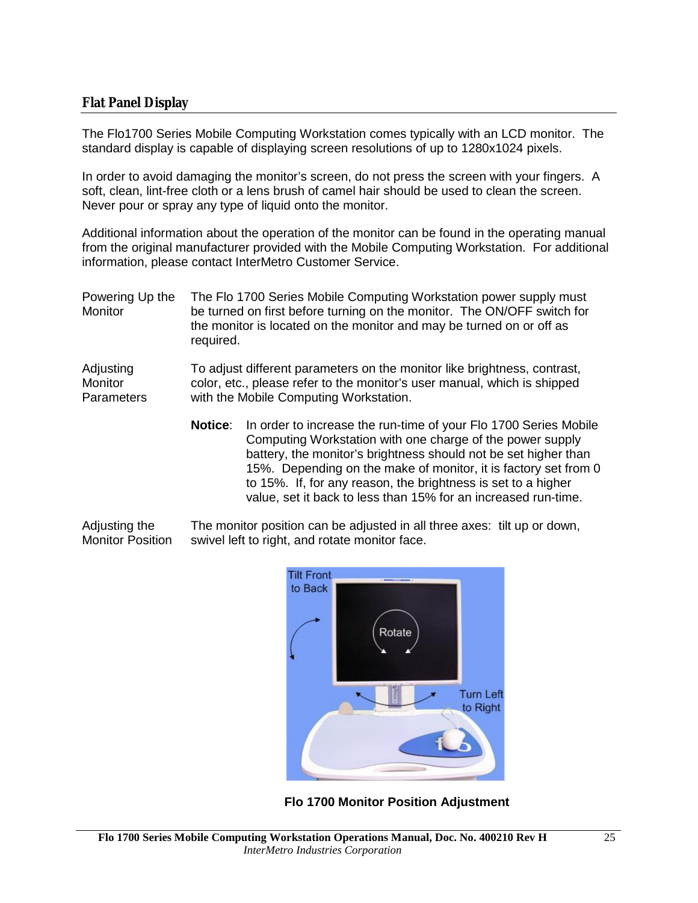## Flat Panel Display

The Flo1700 Series Mobile Computing Workstation comes typically with an LCD monitor. The standard display is capable of displaying screen resolutions of up to 1280x1024 pixels.

In order to avoid damaging the monitor's screen, do not press the screen with your fingers. A soft, clean, lint-free cloth or a lens brush of camel hair should be used to clean the screen. Never pour or spray any type of liquid onto the monitor.

Additional information about the operation of the monitor can be found in the operating manual from the original manufacturer provided with the Mobile Computing Workstation. For additional information, please contact InterMetro Customer Service.

**Powering Up the Monitor**

The Flo 1700 Series Mobile Computing Workstation power supply must be turned on first before turning on the monitor. The ON/OFF switch for the monitor is located on the monitor and may be turned on or off as required.

**Adjusting Monitor Parameters**

To adjust different parameters on the monitor like brightness, contrast, color, etc., please refer to the monitor's user manual, which is shipped with the Mobile Computing Workstation.

**Notice**: In order to increase the run-time of your Flo 1700 Series Mobile Computing Workstation with one charge of the power supply battery, the monitor's brightness should not be set higher than 15%. Depending on the make of monitor, it is factory set from 0 to 15%. If, for any reason, the brightness is set to a higher value, set it back to less than 15% for an increased run-time.

**Adjusting the Monitor Position**

The monitor position can be adjusted in all three axes: tilt up or down, swivel left to right, and rotate monitor face.

**Flo 1700 Monitor Position Adjustment**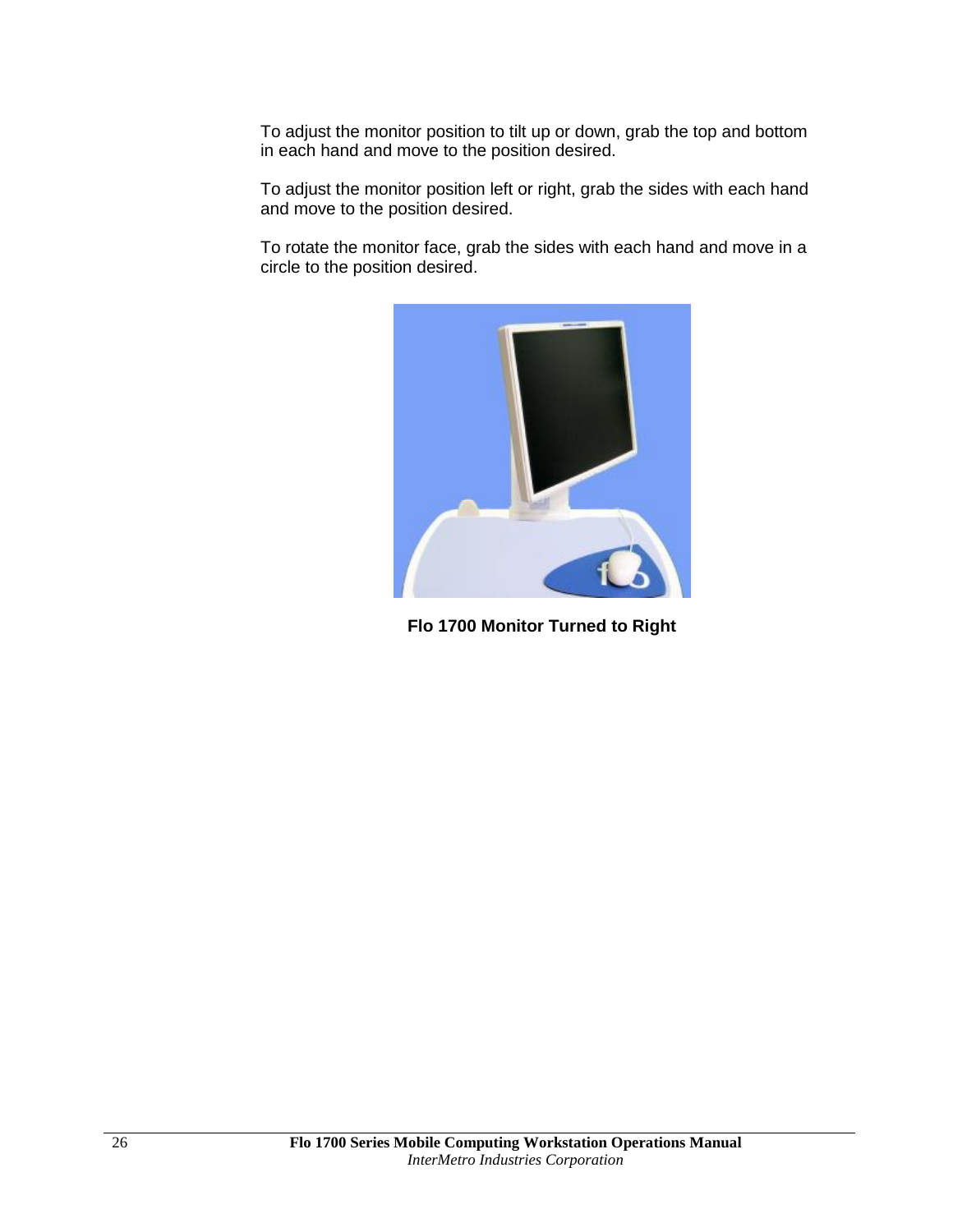To adjust the monitor position to tilt up or down, grab the top and bottom in each hand and move to the position desired.

To adjust the monitor position left or right, grab the sides with each hand and move to the position desired.

To rotate the monitor face, grab the sides with each hand and move in a circle to the position desired.

**Flo 1700 Monitor Turned to Right**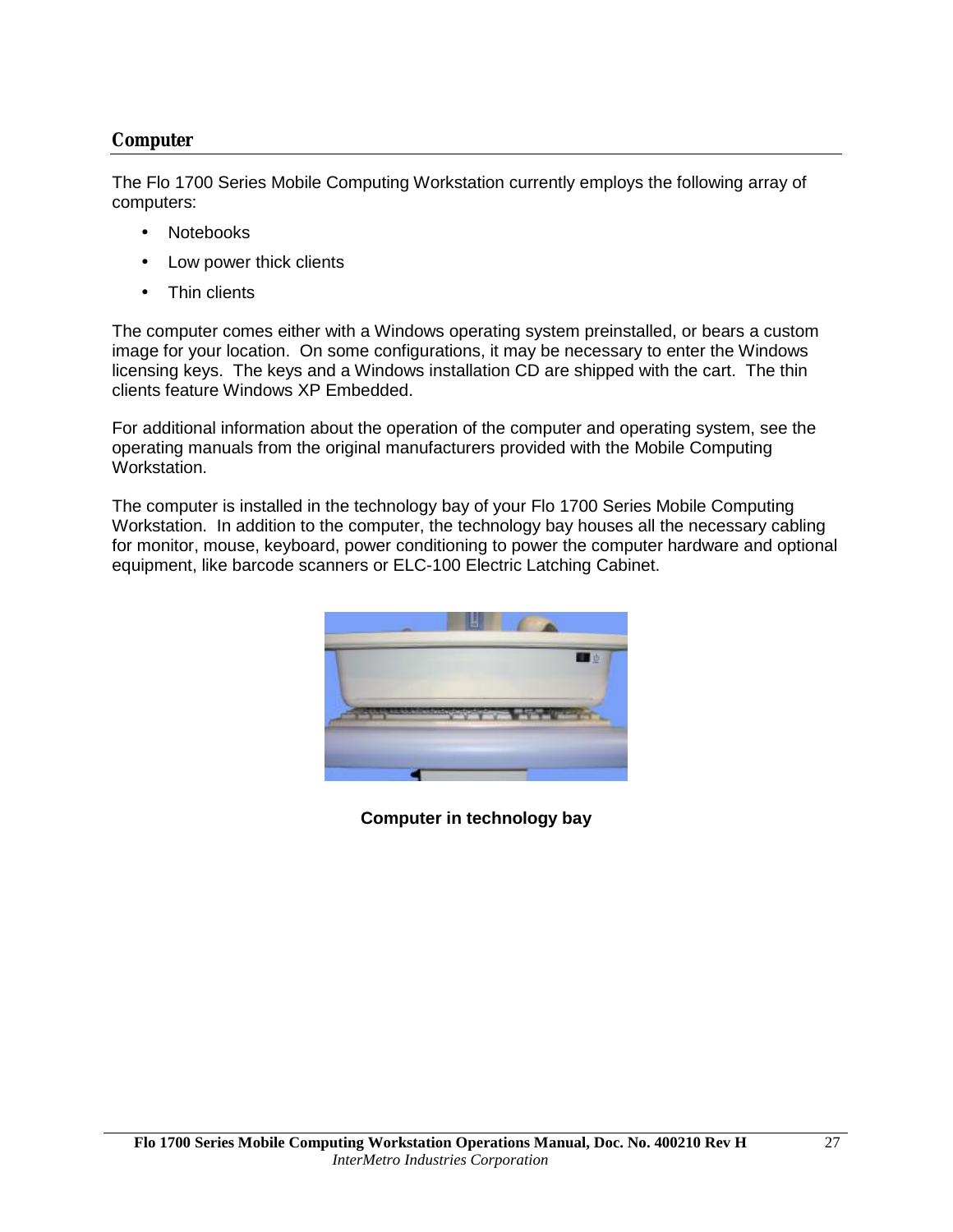## Computer

The Flo 1700 Series Mobile Computing Workstation currently employs the following array of computers:

- Notebooks
- Low power thick clients
- Thin clients

The computer comes either with a Windows operating system preinstalled, or bears a custom image for your location. On some configurations, it may be necessary to enter the Windows licensing keys. The keys and a Windows installation CD are shipped with the cart. The thin clients feature Windows XP Embedded.

For additional information about the operation of the computer and operating system, see the operating manuals from the original manufacturers provided with the Mobile Computing Workstation.

The computer is installed in the technology bay of your Flo 1700 Series Mobile Computing Workstation. In addition to the computer, the technology bay houses all the necessary cabling for monitor, mouse, keyboard, power conditioning to power the computer hardware and optional equipment, like barcode scanners or ELC-100 Electric Latching Cabinet.

**Computer in technology bay**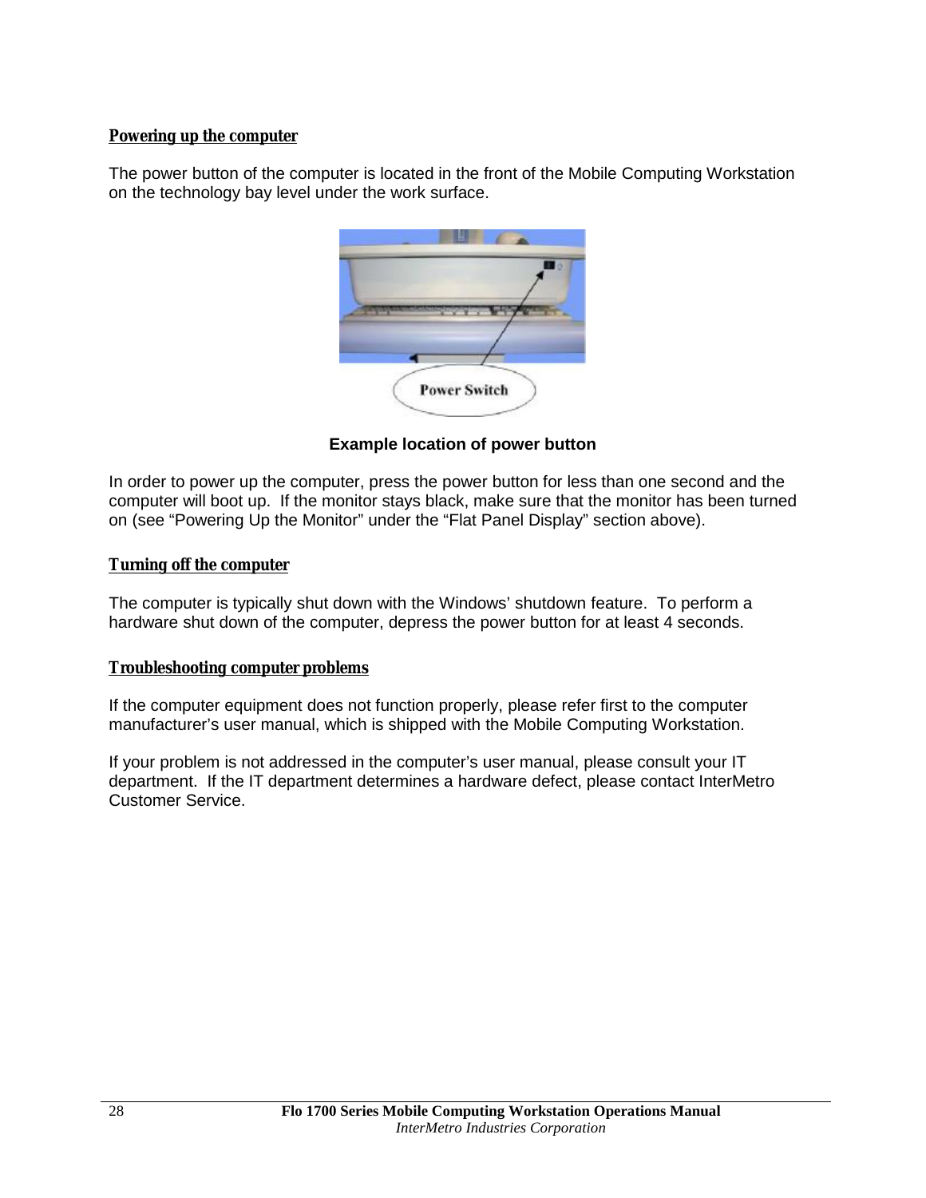## Powering up the computer

The power button of the computer is located in the front of the Mobile Computing Workstation on the technology bay level under the work surface.

**Example location of power button**

In order to power up the computer, press the power button for less than one second and the computer will boot up. If the monitor stays black, make sure that the monitor has been turned on (see "Powering Up the Monitor" under the "Flat Panel Display" section above).

## Turning off the computer

The computer is typically shut down with the Windows' shutdown feature. To perform a hardware shut down of the computer, depress the power button for at least 4 seconds.

## Troubleshooting computer problems

If the computer equipment does not function properly, please refer first to the computer manufacturer's user manual, which is shipped with the Mobile Computing Workstation.

If your problem is not addressed in the computer's user manual, please consult your IT department. If the IT department determines a hardware defect, please contact InterMetro Customer Service.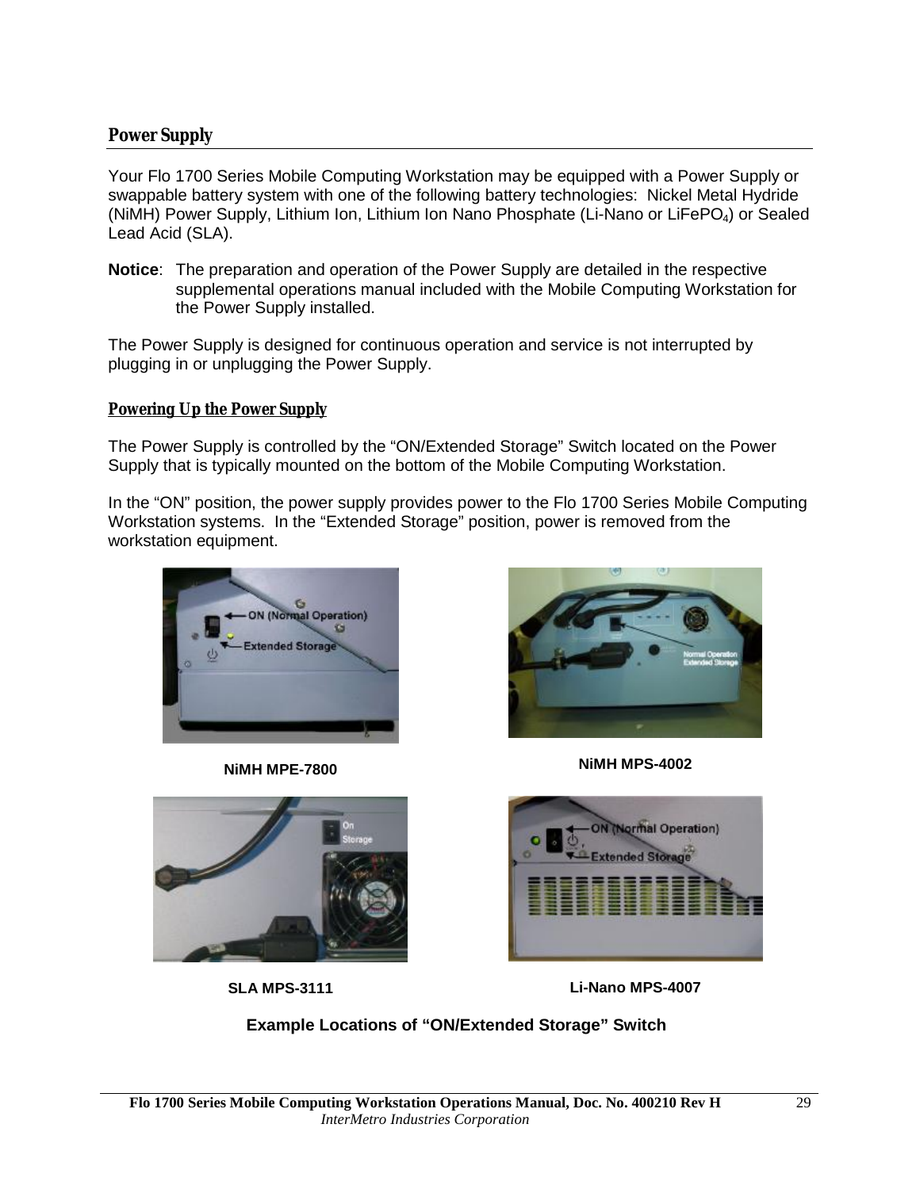## Power Supply

Your Flo 1700 Series Mobile Computing Workstation may be equipped with a Power Supply or swappable battery system with one of the following battery technologies: Nickel Metal Hydride (NiMH) Power Supply, Lithium Ion, Lithium Ion Nano Phosphate (Li-Nano or $LiFePO_4$) or Sealed Lead Acid (SLA).

**Notice**: The preparation and operation of the Power Supply are detailed in the respective supplemental operations manual included with the Mobile Computing Workstation for the Power Supply installed.

The Power Supply is designed for continuous operation and service is not interrupted by plugging in or unplugging the Power Supply.

### Powering Up the Power Supply

The Power Supply is controlled by the “ON/Extended Storage” Switch located on the Power Supply that is typically mounted on the bottom of the Mobile Computing Workstation.

In the “ON” position, the power supply provides power to the Flo 1700 Series Mobile Computing Workstation systems. In the “Extended Storage” position, power is removed from the workstation equipment.

**NiMH MPE-7800**

**NiMH MPS-4002**

**SLA MPS-3111**

**Li-Nano MPS-4007**

**Example Locations of “ON/Extended Storage” Switch**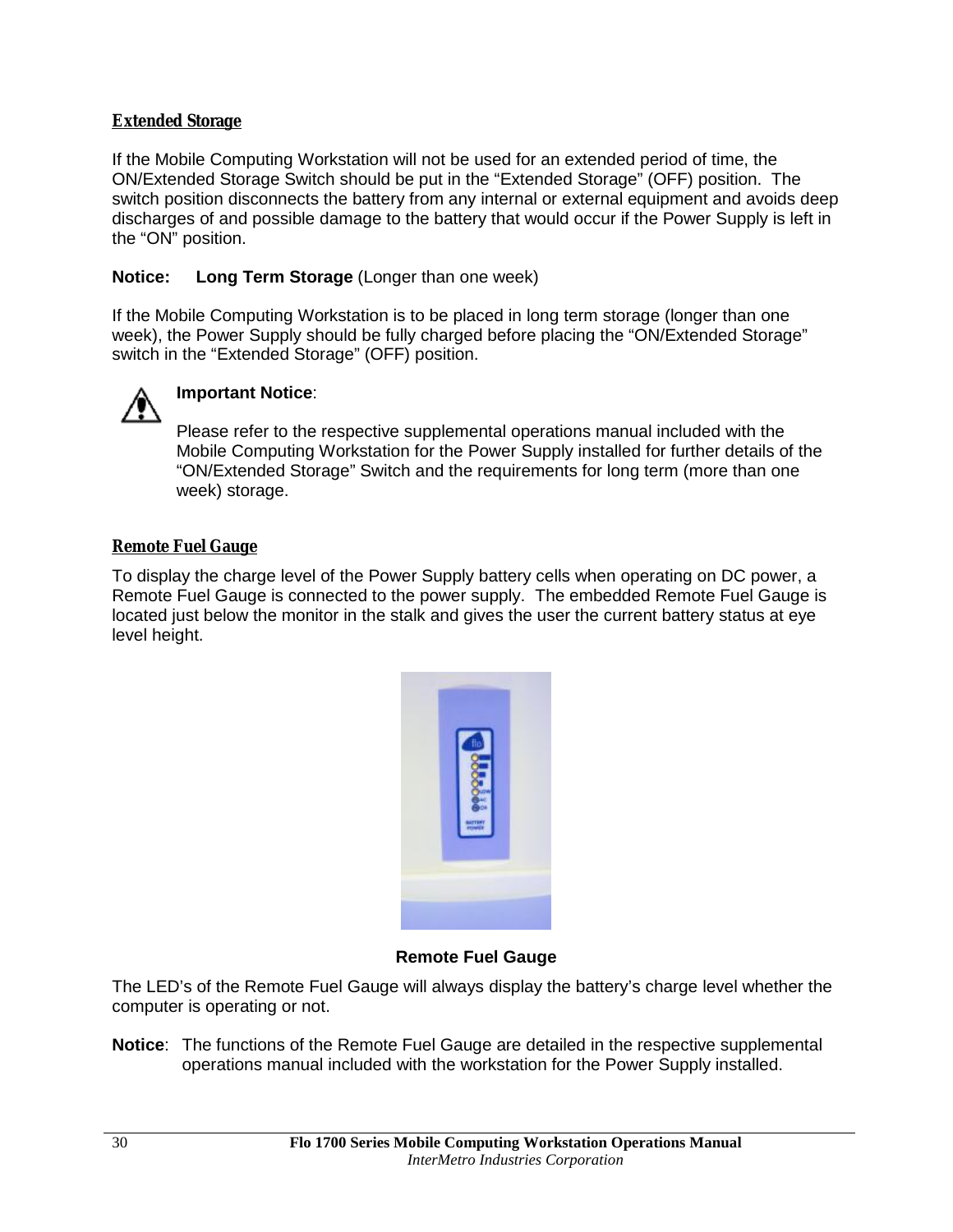## Extended Storage

If the Mobile Computing Workstation will not be used for an extended period of time, the ON/Extended Storage Switch should be put in the "Extended Storage" (OFF) position. The switch position disconnects the battery from any internal or external equipment and avoids deep discharges of and possible damage to the battery that would occur if the Power Supply is left in the "ON" position.

**Notice:** **Long Term Storage** (Longer than one week)

If the Mobile Computing Workstation is to be placed in long term storage (longer than one week), the Power Supply should be fully charged before placing the "ON/Extended Storage" switch in the "Extended Storage" (OFF) position.

**Important Notice**:

Please refer to the respective supplemental operations manual included with the Mobile Computing Workstation for the Power Supply installed for further details of the "ON/Extended Storage" Switch and the requirements for long term (more than one week) storage.

## Remote Fuel Gauge

To display the charge level of the Power Supply battery cells when operating on DC power, a Remote Fuel Gauge is connected to the power supply. The embedded Remote Fuel Gauge is located just below the monitor in the stalk and gives the user the current battery status at eye level height.

**Remote Fuel Gauge**

The LED's of the Remote Fuel Gauge will always display the battery's charge level whether the computer is operating or not.

**Notice**: The functions of the Remote Fuel Gauge are detailed in the respective supplemental operations manual included with the workstation for the Power Supply installed.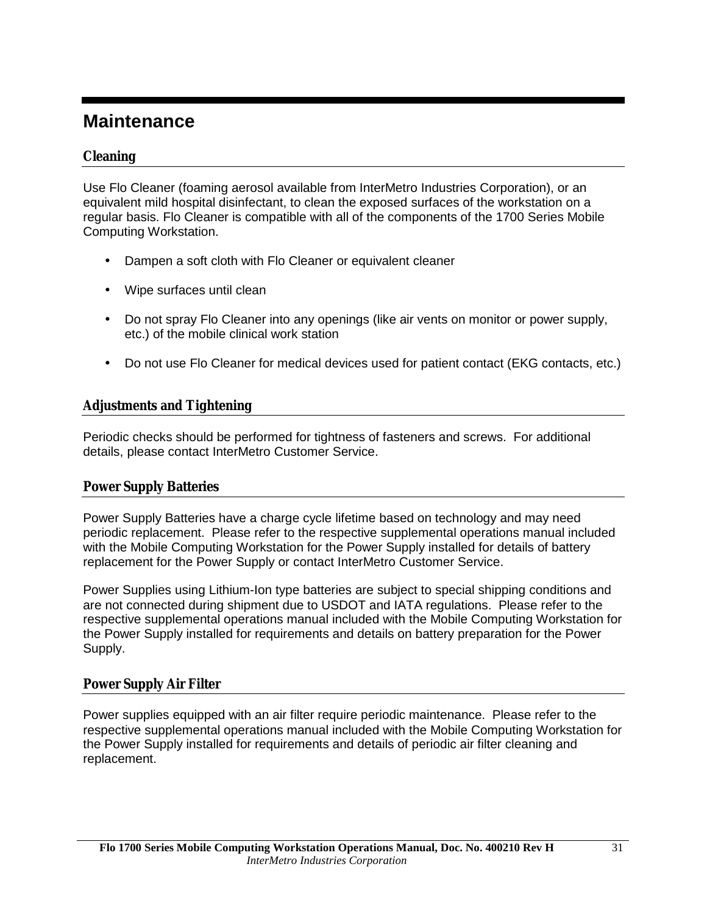# Maintenance

## Cleaning

Use Flo Cleaner (foaming aerosol available from InterMetro Industries Corporation), or an equivalent mild hospital disinfectant, to clean the exposed surfaces of the workstation on a regular basis. Flo Cleaner is compatible with all of the components of the 1700 Series Mobile Computing Workstation.

- Dampen a soft cloth with Flo Cleaner or equivalent cleaner
- Wipe surfaces until clean
- Do not spray Flo Cleaner into any openings (like air vents on monitor or power supply, etc.) of the mobile clinical work station
- Do not use Flo Cleaner for medical devices used for patient contact (EKG contacts, etc.)

## Adjustments and Tightening

Periodic checks should be performed for tightness of fasteners and screws. For additional details, please contact InterMetro Customer Service.

## Power Supply Batteries

Power Supply Batteries have a charge cycle lifetime based on technology and may need periodic replacement. Please refer to the respective supplemental operations manual included with the Mobile Computing Workstation for the Power Supply installed for details of battery replacement for the Power Supply or contact InterMetro Customer Service.

Power Supplies using Lithium-Ion type batteries are subject to special shipping conditions and are not connected during shipment due to USDOT and IATA regulations. Please refer to the respective supplemental operations manual included with the Mobile Computing Workstation for the Power Supply installed for requirements and details on battery preparation for the Power Supply.

## Power Supply Air Filter

Power supplies equipped with an air filter require periodic maintenance. Please refer to the respective supplemental operations manual included with the Mobile Computing Workstation for the Power Supply installed for requirements and details of periodic air filter cleaning and replacement.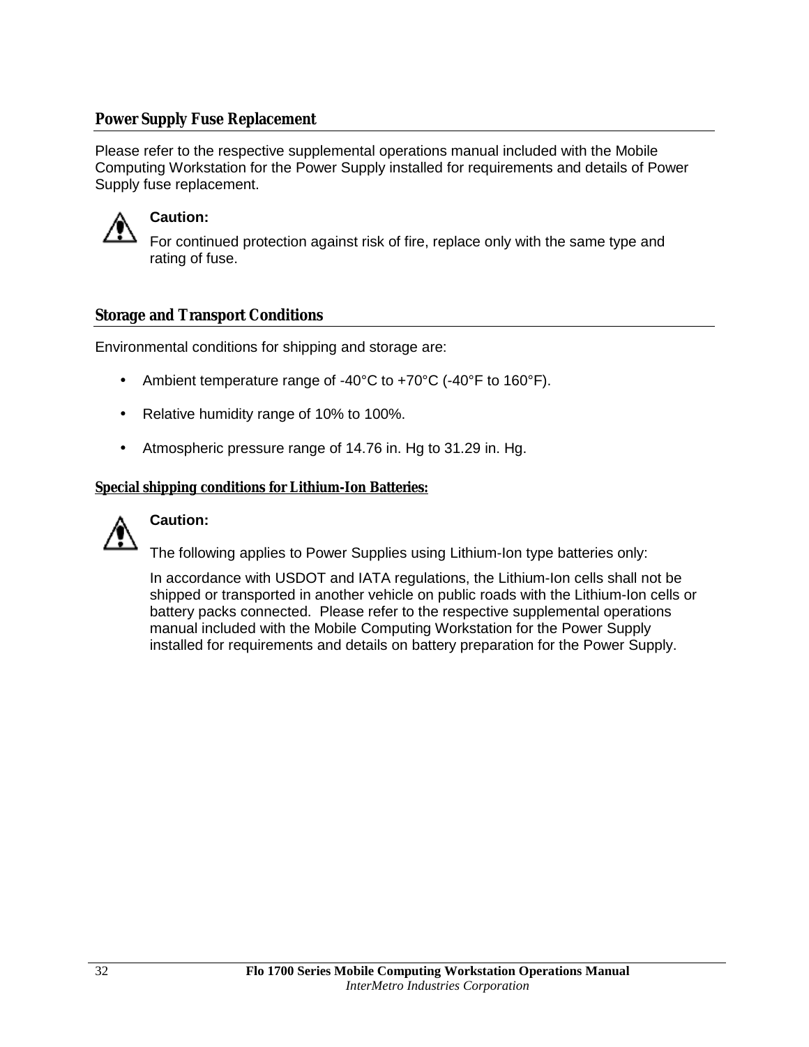## Power Supply Fuse Replacement

Please refer to the respective supplemental operations manual included with the Mobile Computing Workstation for the Power Supply installed for requirements and details of Power Supply fuse replacement.

**Caution:**

For continued protection against risk of fire, replace only with the same type and rating of fuse.

## Storage and Transport Conditions

Environmental conditions for shipping and storage are:

- Ambient temperature range of -40°C to +70°C (-40°F to 160°F).
- Relative humidity range of 10% to 100%.
- Atmospheric pressure range of 14.76 in. Hg to 31.29 in. Hg.

### Special shipping conditions for Lithium-Ion Batteries:

**Caution:**

The following applies to Power Supplies using Lithium-Ion type batteries only:

In accordance with USDOT and IATA regulations, the Lithium-Ion cells shall not be shipped or transported in another vehicle on public roads with the Lithium-Ion cells or battery packs connected. Please refer to the respective supplemental operations manual included with the Mobile Computing Workstation for the Power Supply installed for requirements and details on battery preparation for the Power Supply.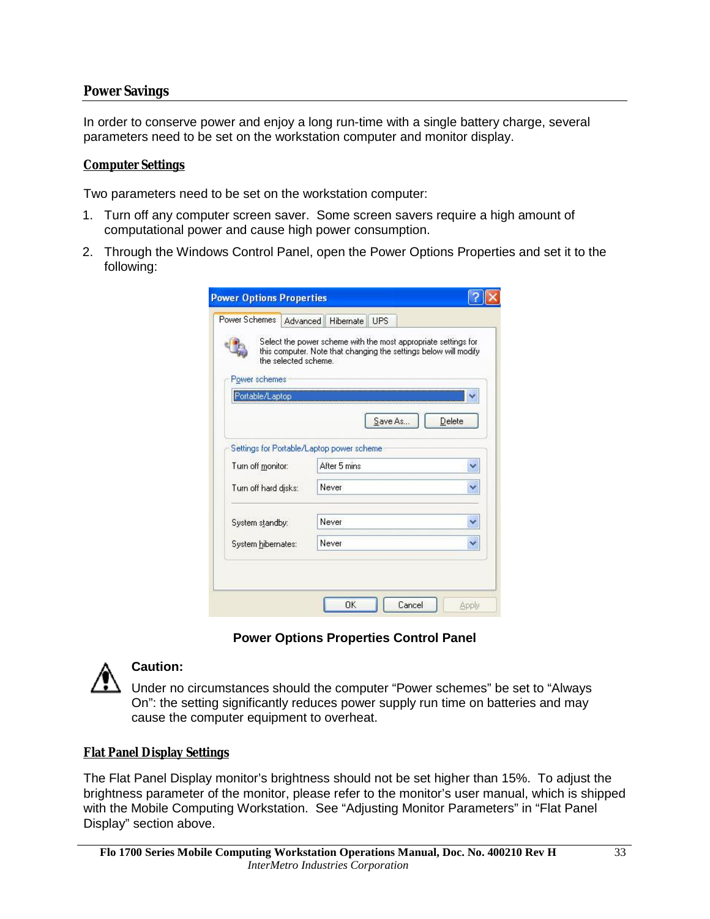## Power Savings

In order to conserve power and enjoy a long run-time with a single battery charge, several parameters need to be set on the workstation computer and monitor display.

### Computer Settings

Two parameters need to be set on the workstation computer:

1. Turn off any computer screen saver. Some screen savers require a high amount of computational power and cause high power consumption.
2. Through the Windows Control Panel, open the Power Options Properties and set it to the following:

**Power Options Properties Control Panel**

**Caution:**

Under no circumstances should the computer "Power schemes" be set to "Always On": the setting significantly reduces power supply run time on batteries and may cause the computer equipment to overheat.

### Flat Panel Display Settings

The Flat Panel Display monitor's brightness should not be set higher than 15%. To adjust the brightness parameter of the monitor, please refer to the monitor's user manual, which is shipped with the Mobile Computing Workstation. See "Adjusting Monitor Parameters" in "Flat Panel Display" section above.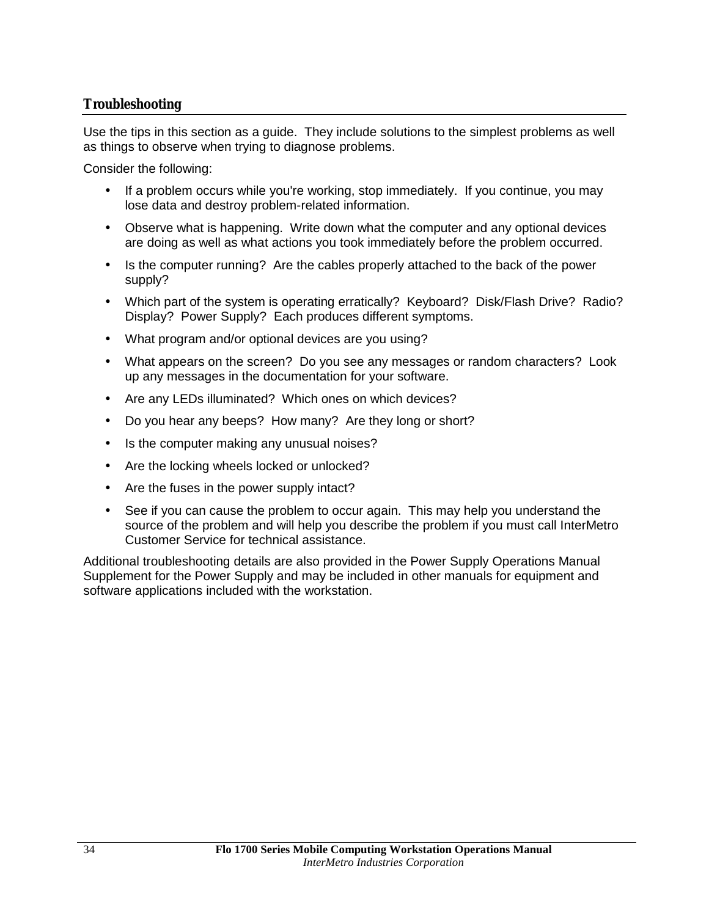## Troubleshooting

Use the tips in this section as a guide. They include solutions to the simplest problems as well as things to observe when trying to diagnose problems.

Consider the following:

- If a problem occurs while you're working, stop immediately. If you continue, you may lose data and destroy problem-related information.
- Observe what is happening. Write down what the computer and any optional devices are doing as well as what actions you took immediately before the problem occurred.
- Is the computer running? Are the cables properly attached to the back of the power supply?
- Which part of the system is operating erratically? Keyboard? Disk/Flash Drive? Radio? Display? Power Supply? Each produces different symptoms.
- What program and/or optional devices are you using?
- What appears on the screen? Do you see any messages or random characters? Look up any messages in the documentation for your software.
- Are any LEDs illuminated? Which ones on which devices?
- Do you hear any beeps? How many? Are they long or short?
- Is the computer making any unusual noises?
- Are the locking wheels locked or unlocked?
- Are the fuses in the power supply intact?
- See if you can cause the problem to occur again. This may help you understand the source of the problem and will help you describe the problem if you must call InterMetro Customer Service for technical assistance.

Additional troubleshooting details are also provided in the Power Supply Operations Manual Supplement for the Power Supply and may be included in other manuals for equipment and software applications included with the workstation.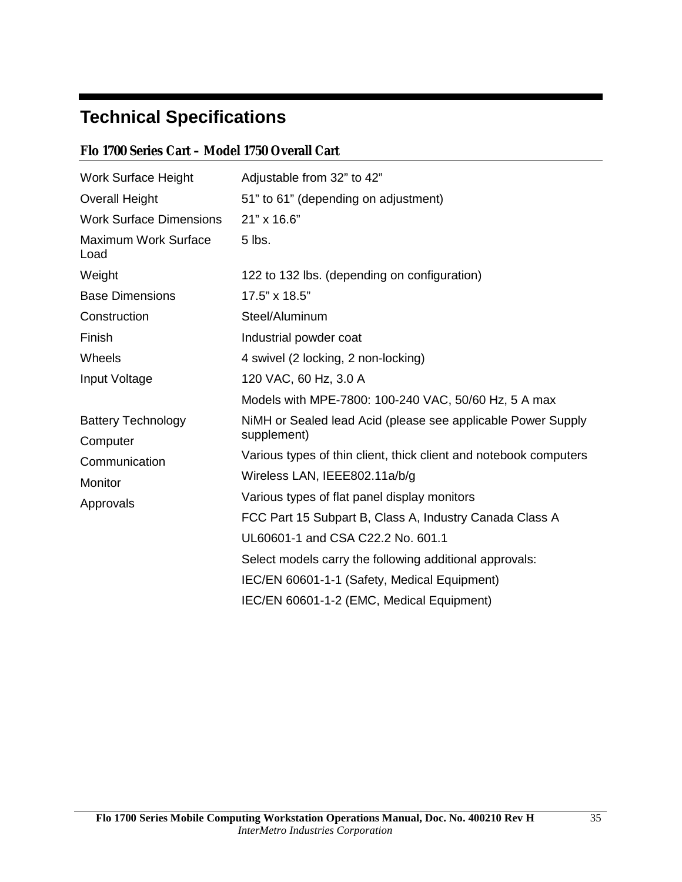# Technical Specifications

## Flo 1700 Series Cart – Model 1750 Overall Cart

| Specification | Value |
|---|---|
| Work Surface Height | Adjustable from 32” to 42” |
| Overall Height | 51” to 61” (depending on adjustment) |
| Work Surface Dimensions | 21” x 16.6” |
| Maximum Work Surface Load | 5 lbs. |
| Weight | 122 to 132 lbs. (depending on configuration) |
| Base Dimensions | 17.5” x 18.5” |
| Construction | Steel/Aluminum |
| Finish | Industrial powder coat |
| Wheels | 4 swivel (2 locking, 2 non-locking) |
| Input Voltage | 120 VAC, 60 Hz, 3.0 A<br>Models with MPE-7800: 100-240 VAC, 50/60 Hz, 5 A max |
| Battery Technology | NiMH or Sealed lead Acid (please see applicable Power Supply supplement) |
| Computer | Various types of thin client, thick client and notebook computers |
| Communication | Wireless LAN, IEEE802.11a/b/g |
| Monitor | Various types of flat panel display monitors |
| Approvals | FCC Part 15 Subpart B, Class A, Industry Canada Class A<br>UL60601-1 and CSA C22.2 No. 601.1<br>Select models carry the following additional approvals:<br>IEC/EN 60601-1-1 (Safety, Medical Equipment)<br>IEC/EN 60601-1-2 (EMC, Medical Equipment) |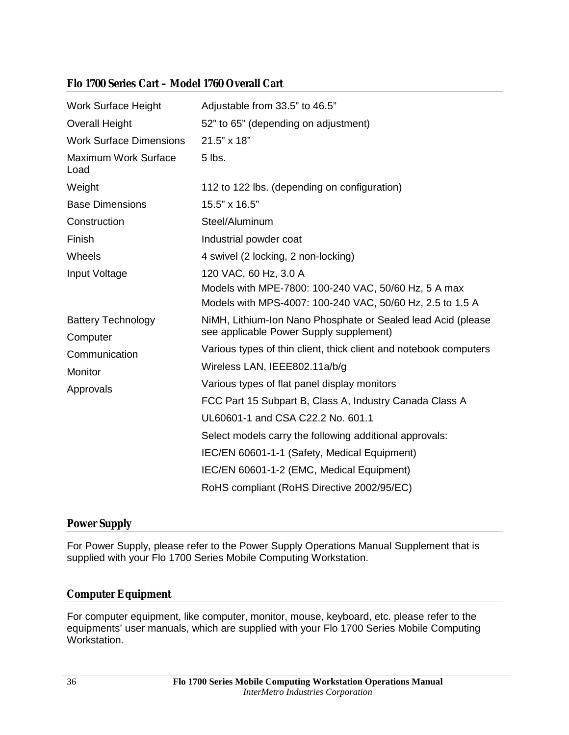## Flo 1700 Series Cart – Model 1760 Overall Cart

| | |
|---|---|
| Work Surface Height | Adjustable from 33.5" to 46.5" |
| Overall Height | 52" to 65" (depending on adjustment) |
| Work Surface Dimensions | 21.5" x 18" |
| Maximum Work Surface Load | 5 lbs. |
| Weight | 112 to 122 lbs. (depending on configuration) |
| Base Dimensions | 15.5" x 16.5" |
| Construction | Steel/Aluminum |
| Finish | Industrial powder coat |
| Wheels | 4 swivel (2 locking, 2 non-locking) |
| Input Voltage | 120 VAC, 60 Hz, 3.0 A<br>Models with MPE-7800: 100-240 VAC, 50/60 Hz, 5 A max<br>Models with MPS-4007: 100-240 VAC, 50/60 Hz, 2.5 to 1.5 A |
| Battery Technology | NiMH, Lithium-Ion Nano Phosphate or Sealed lead Acid (please see applicable Power Supply supplement) |
| Computer | Various types of thin client, thick client and notebook computers |
| Communication | Wireless LAN, IEEE802.11a/b/g |
| Monitor | Various types of flat panel display monitors |
| Approvals | FCC Part 15 Subpart B, Class A, Industry Canada Class A<br>UL60601-1 and CSA C22.2 No. 601.1<br>Select models carry the following additional approvals:<br>IEC/EN 60601-1-1 (Safety, Medical Equipment)<br>IEC/EN 60601-1-2 (EMC, Medical Equipment)<br>RoHS compliant (RoHS Directive 2002/95/EC) |

## Power Supply

For Power Supply, please refer to the Power Supply Operations Manual Supplement that is supplied with your Flo 1700 Series Mobile Computing Workstation.

## Computer Equipment

For computer equipment, like computer, monitor, mouse, keyboard, etc. please refer to the equipments' user manuals, which are supplied with your Flo 1700 Series Mobile Computing Workstation.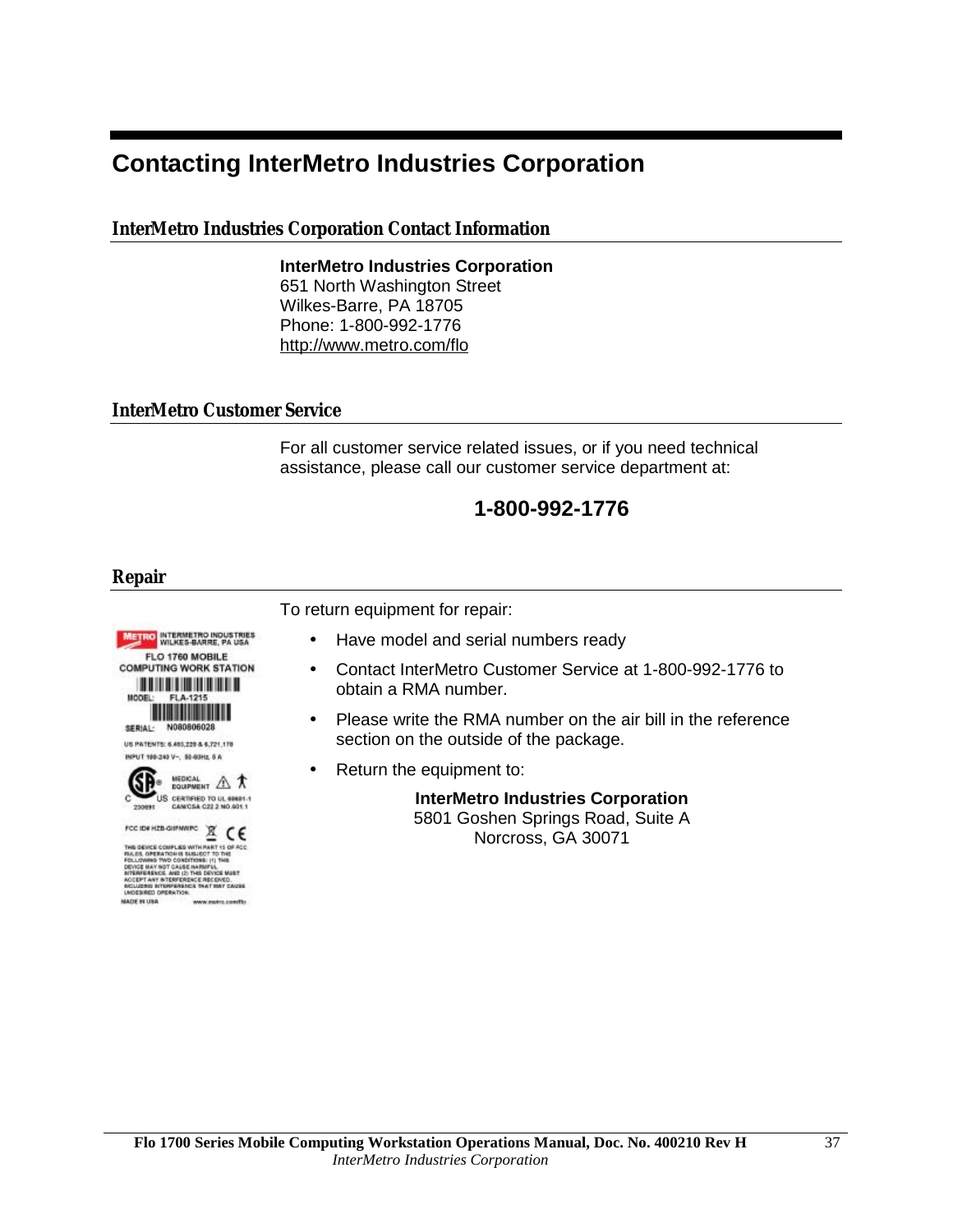# Contacting InterMetro Industries Corporation

## InterMetro Industries Corporation Contact Information

**InterMetro Industries Corporation**
651 North Washington Street
Wilkes-Barre, PA 18705
Phone: 1-800-992-1776
http://www.metro.com/flo

## InterMetro Customer Service

For all customer service related issues, or if you need technical assistance, please call our customer service department at:

**1-800-992-1776**

## Repair

To return equipment for repair:

- Have model and serial numbers ready
- Contact InterMetro Customer Service at 1-800-992-1776 to obtain a RMA number.
- Please write the RMA number on the air bill in the reference section on the outside of the package.
- Return the equipment to:

**InterMetro Industries Corporation**
5801 Goshen Springs Road, Suite A
Norcross, GA 30071